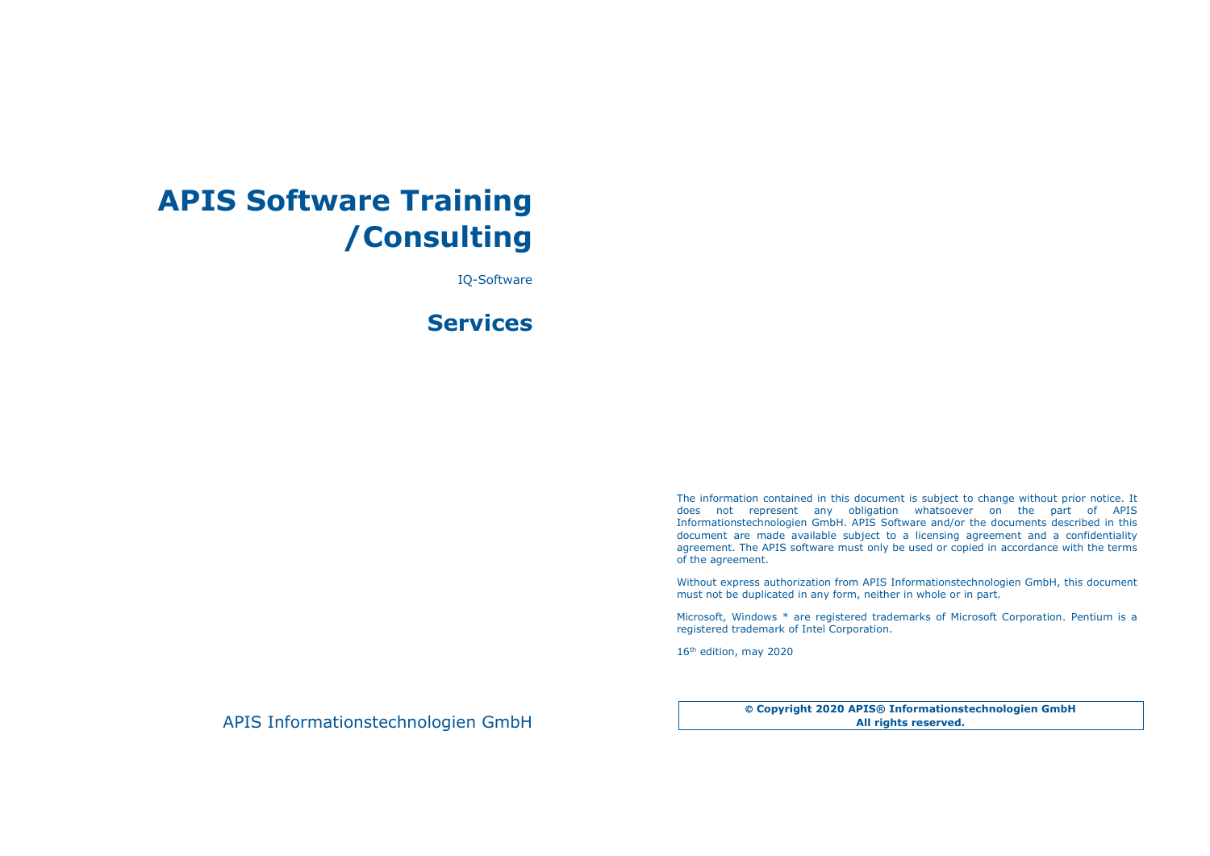# APIS Software Training /Consulting

IQ-Software

## Services

The information contained in this document is subject to change without prior notice. It does not represent any obligation whatsoever on the part of APIS Informationstechnologien GmbH. APIS Software and/or the documents described in this document are made available subject to a licensing agreement and a confidentiality agreement. The APIS software must only be used or copied in accordance with the terms of the agreement.

Without express authorization from APIS Informationstechnologien GmbH, this document must not be duplicated in any form, neither in whole or in part.

Microsoft, Windows * are registered trademarks of Microsoft Corporation. Pentium is a registered trademark of Intel Corporation.

16th edition, may 2020

APIS Informationstechnologien GmbH

**© Copyright 2020 APIS® Informationstechnologien GmbH**
**All rights reserved.**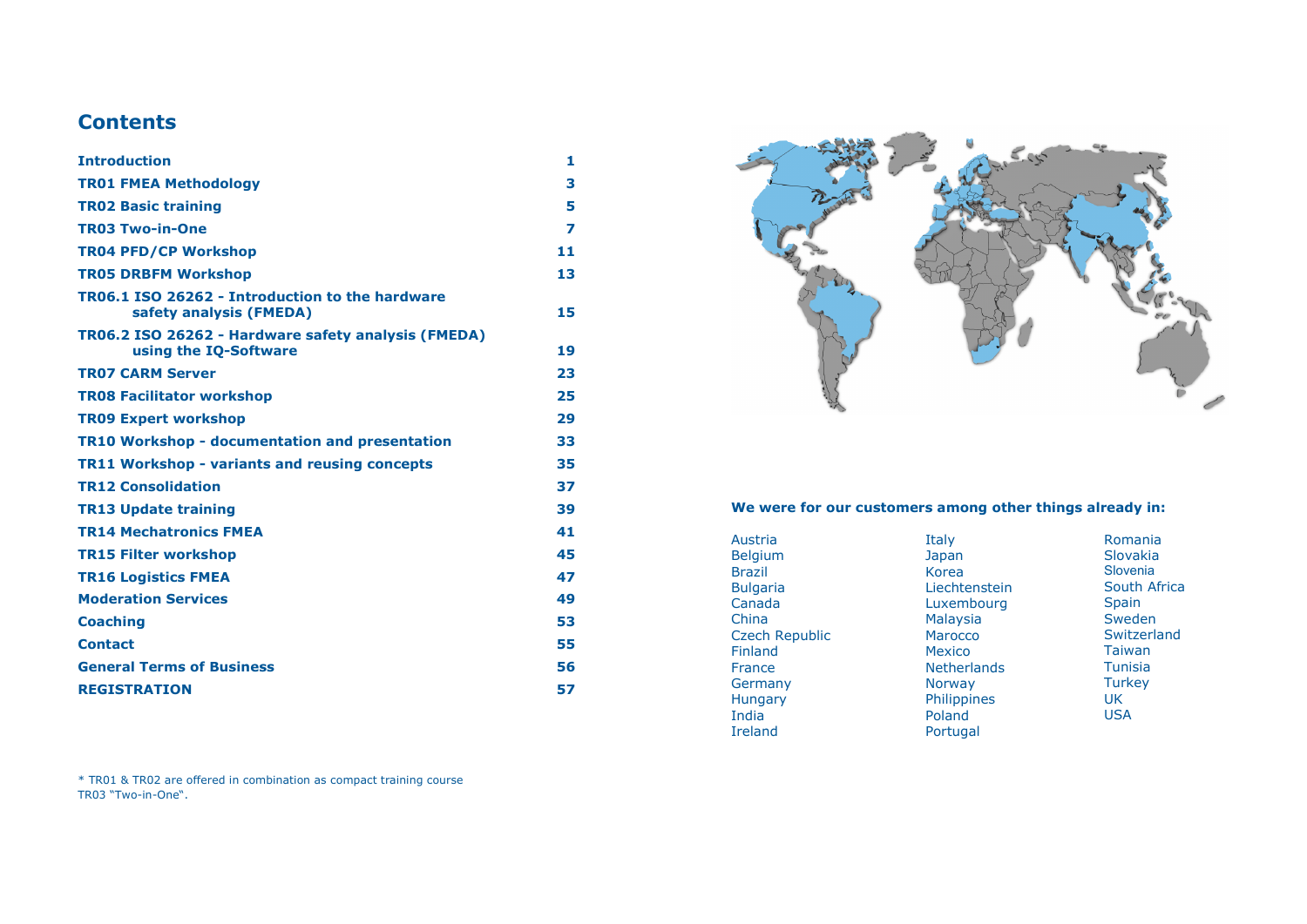## Contents

| | |
|---|---|
| **Introduction** | **1** |
| **TR01 FMEA Methodology** | **3** |
| **TR02 Basic training** | **5** |
| **TR03 Two-in-One** | **7** |
| **TR04 PFD/CP Workshop** | **11** |
| **TR05 DRBFM Workshop** | **13** |
| **TR06.1 ISO 26262 - Introduction to the hardware safety analysis (FMEDA)** | **15** |
| **TR06.2 ISO 26262 - Hardware safety analysis (FMEDA) using the IQ-Software** | **19** |
| **TR07 CARM Server** | **23** |
| **TR08 Facilitator workshop** | **25** |
| **TR09 Expert workshop** | **29** |
| **TR10 Workshop - documentation and presentation** | **33** |
| **TR11 Workshop - variants and reusing concepts** | **35** |
| **TR12 Consolidation** | **37** |
| **TR13 Update training** | **39** |
| **TR14 Mechatronics FMEA** | **41** |
| **TR15 Filter workshop** | **45** |
| **TR16 Logistics FMEA** | **47** |
| **Moderation Services** | **49** |
| **Coaching** | **53** |
| **Contact** | **55** |
| **General Terms of Business** | **56** |
| **REGISTRATION** | **57** |

\* TR01 & TR02 are offered in combination as compact training course TR03 "Two-in-One".

**We were for our customers among other things already in:**

Austria
Belgium
Brazil
Bulgaria
Canada
China
Czech Republic
Finland
France
Germany
Hungary
India
Ireland
Italy
Japan
Korea
Liechtenstein
Luxembourg
Malaysia
Marocco
Mexico
Netherlands
Norway
Philippines
Poland
Portugal
Romania
Slovakia
Slovenia
South Africa
Spain
Sweden
Switzerland
Taiwan
Tunisia
Turkey
UK
USA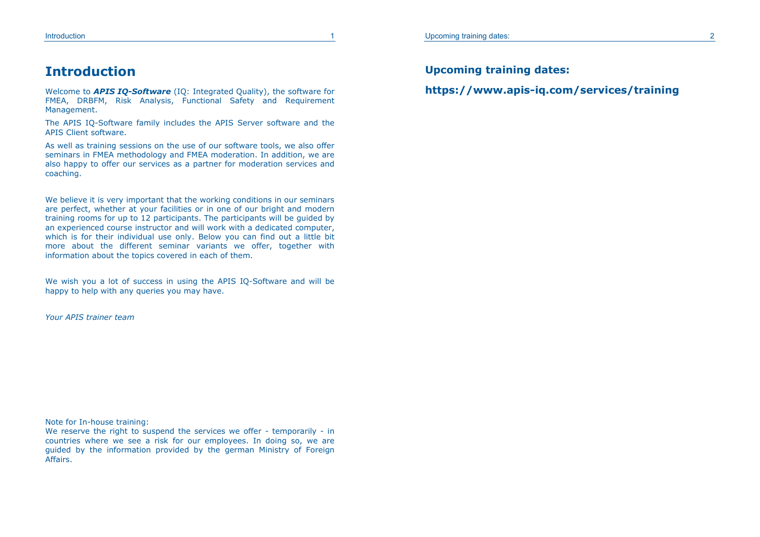# Introduction

Welcome to ***APIS IQ-Software*** (IQ: Integrated Quality), the software for FMEA, DRBFM, Risk Analysis, Functional Safety and Requirement Management.

The APIS IQ-Software family includes the APIS Server software and the APIS Client software.

As well as training sessions on the use of our software tools, we also offer seminars in FMEA methodology and FMEA moderation. In addition, we are also happy to offer our services as a partner for moderation services and coaching.

We believe it is very important that the working conditions in our seminars are perfect, whether at your facilities or in one of our bright and modern training rooms for up to 12 participants. The participants will be guided by an experienced course instructor and will work with a dedicated computer, which is for their individual use only. Below you can find out a little bit more about the different seminar variants we offer, together with information about the topics covered in each of them.

We wish you a lot of success in using the APIS IQ-Software and will be happy to help with any queries you may have.

*Your APIS trainer team*

Note for In-house training:
We reserve the right to suspend the services we offer - temporarily - in countries where we see a risk for our employees. In doing so, we are guided by the information provided by the german Ministry of Foreign Affairs.

## Upcoming training dates:

## https://www.apis-iq.com/services/training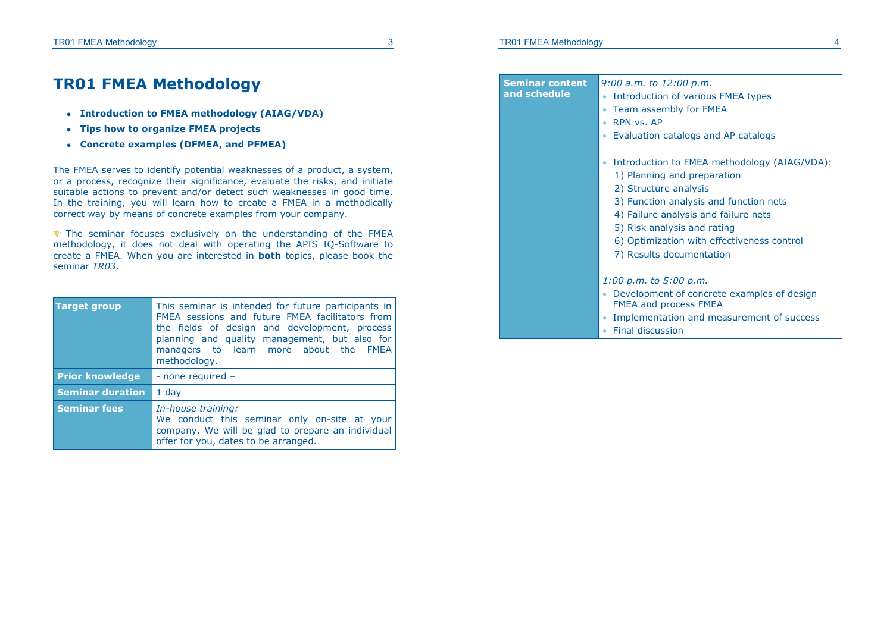# TR01 FMEA Methodology

- **Introduction to FMEA methodology (AIAG/VDA)**
- **Tips how to organize FMEA projects**
- **Concrete examples (DFMEA, and PFMEA)**

The FMEA serves to identify potential weaknesses of a product, a system, or a process, recognize their significance, evaluate the risks, and initiate suitable actions to prevent and/or detect such weaknesses in good time. In the training, you will learn how to create a FMEA in a methodically correct way by means of concrete examples from your company.

The seminar focuses exclusively on the understanding of the FMEA methodology, it does not deal with operating the APIS IQ-Software to create a FMEA. When you are interested in **both** topics, please book the seminar *TR03*.

| | |
|---|---|
| **Target group** | This seminar is intended for future participants in FMEA sessions and future FMEA facilitators from the fields of design and development, process planning and quality management, but also for managers to learn more about the FMEA methodology. |
| **Prior knowledge** | - none required – |
| **Seminar duration** | 1 day |
| **Seminar fees** | *In-house training:*<br>We conduct this seminar only on-site at your company. We will be glad to prepare an individual offer for you, dates to be arranged. |

| | |
|---|---|
| **Seminar content and schedule** | *9:00 a.m. to 12:00 p.m.*<br>• Introduction of various FMEA types<br>• Team assembly for FMEA<br>• RPN vs. AP<br>• Evaluation catalogs and AP catalogs<br><br>• Introduction to FMEA methodology (AIAG/VDA):<br>1) Planning and preparation<br>2) Structure analysis<br>3) Function analysis and function nets<br>4) Failure analysis and failure nets<br>5) Risk analysis and rating<br>6) Optimization with effectiveness control<br>7) Results documentation<br><br>*1:00 p.m. to 5:00 p.m.*<br>• Development of concrete examples of design FMEA and process FMEA<br>• Implementation and measurement of success<br>• Final discussion |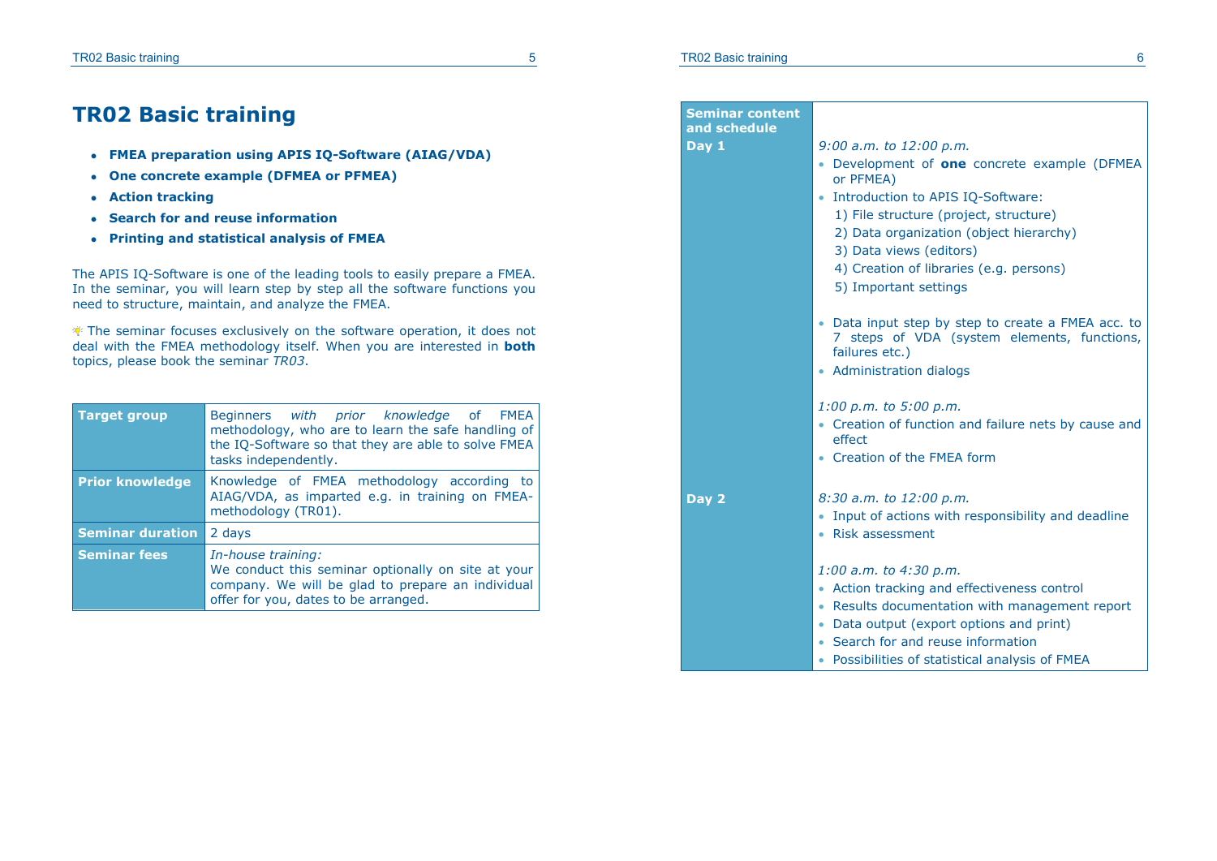# TR02 Basic training

- **FMEA preparation using APIS IQ-Software (AIAG/VDA)**
- **One concrete example (DFMEA or PFMEA)**
- **Action tracking**
- **Search for and reuse information**
- **Printing and statistical analysis of FMEA**

The APIS IQ-Software is one of the leading tools to easily prepare a FMEA. In the seminar, you will learn step by step all the software functions you need to structure, maintain, and analyze the FMEA.

The seminar focuses exclusively on the software operation, it does not deal with the FMEA methodology itself. When you are interested in **both** topics, please book the seminar *TR03*.

| **Target group** | Beginners *with prior knowledge* of FMEA methodology, who are to learn the safe handling of the IQ-Software so that they are able to solve FMEA tasks independently. |
|---|---|
| **Prior knowledge** | Knowledge of FMEA methodology according to AIAG/VDA, as imparted e.g. in training on FMEA-methodology (TR01). |
| **Seminar duration** | 2 days |
| **Seminar fees** | *In-house training:* We conduct this seminar optionally on site at your company. We will be glad to prepare an individual offer for you, dates to be arranged. |

| **Seminar content and schedule** | |
|---|---|
| **Day 1** | *9:00 a.m. to 12:00 p.m.*<br>• Development of **one** concrete example (DFMEA or PFMEA)<br>• Introduction to APIS IQ-Software:<br>1) File structure (project, structure)<br>2) Data organization (object hierarchy)<br>3) Data views (editors)<br>4) Creation of libraries (e.g. persons)<br>5) Important settings<br>• Data input step by step to create a FMEA acc. to 7 steps of VDA (system elements, functions, failures etc.)<br>• Administration dialogs<br><br>*1:00 p.m. to 5:00 p.m.*<br>• Creation of function and failure nets by cause and effect<br>• Creation of the FMEA form |
| **Day 2** | *8:30 a.m. to 12:00 p.m.*<br>• Input of actions with responsibility and deadline<br>• Risk assessment<br><br>*1:00 a.m. to 4:30 p.m.*<br>• Action tracking and effectiveness control<br>• Results documentation with management report<br>• Data output (export options and print)<br>• Search for and reuse information<br>• Possibilities of statistical analysis of FMEA |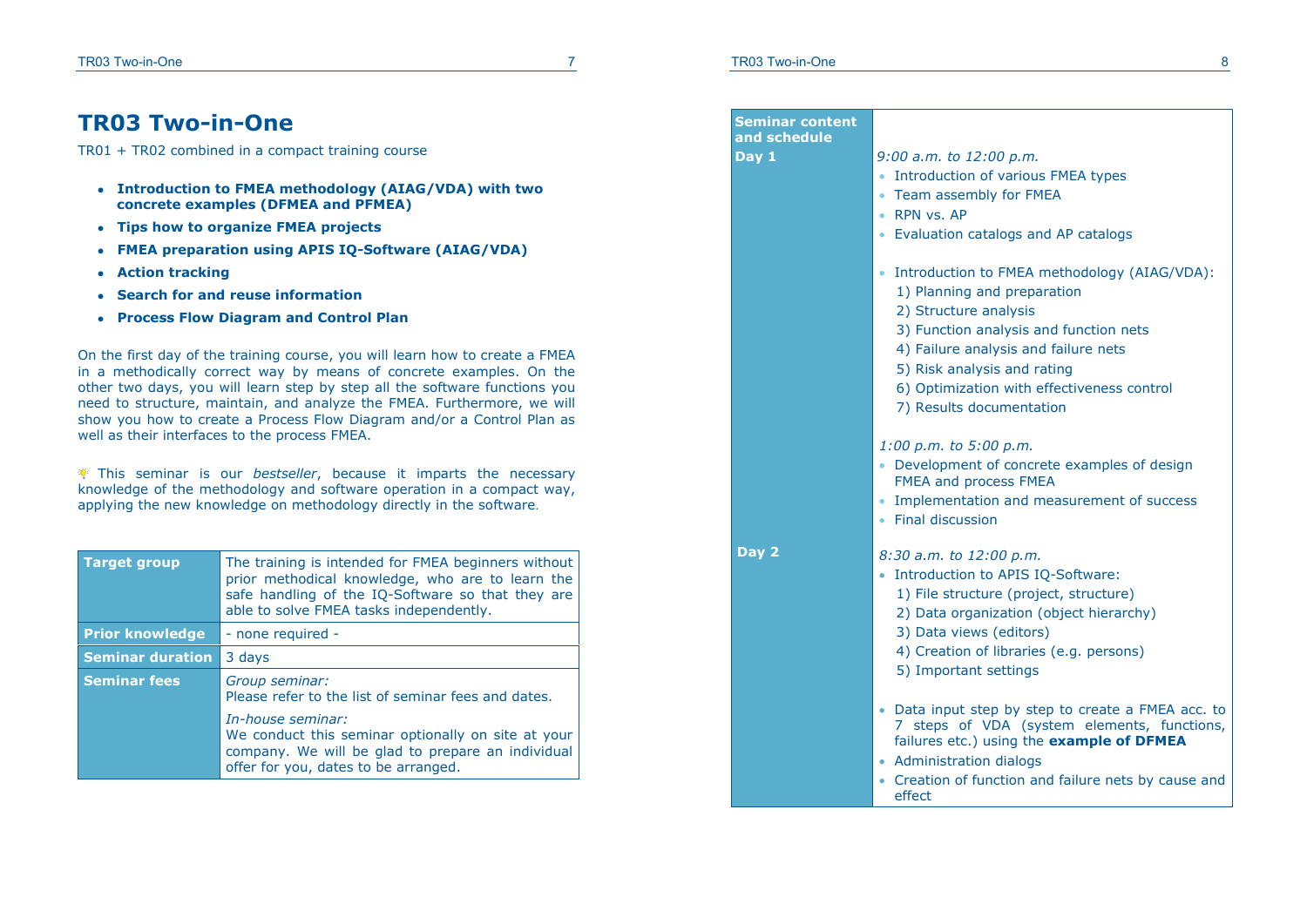# TR03 Two-in-One

TR01 + TR02 combined in a compact training course

- **Introduction to FMEA methodology (AIAG/VDA) with two concrete examples (DFMEA and PFMEA)**
- **Tips how to organize FMEA projects**
- **FMEA preparation using APIS IQ-Software (AIAG/VDA)**
- **Action tracking**
- **Search for and reuse information**
- **Process Flow Diagram and Control Plan**

On the first day of the training course, you will learn how to create a FMEA in a methodically correct way by means of concrete examples. On the other two days, you will learn step by step all the software functions you need to structure, maintain, and analyze the FMEA. Furthermore, we will show you how to create a Process Flow Diagram and/or a Control Plan as well as their interfaces to the process FMEA.

💡 This seminar is our *bestseller*, because it imparts the necessary knowledge of the methodology and software operation in a compact way, applying the new knowledge on methodology directly in the software.

| | |
|---|---|
| **Target group** | The training is intended for FMEA beginners without prior methodical knowledge, who are to learn the safe handling of the IQ-Software so that they are able to solve FMEA tasks independently. |
| **Prior knowledge** | - none required - |
| **Seminar duration** | 3 days |
| **Seminar fees** | *Group seminar:* Please refer to the list of seminar fees and dates. *In-house seminar:* We conduct this seminar optionally on site at your company. We will be glad to prepare an individual offer for you, dates to be arranged. |

| **Seminar content and schedule** | |
|---|---|
| **Day 1** | *9:00 a.m. to 12:00 p.m.* • Introduction of various FMEA types • Team assembly for FMEA • RPN vs. AP • Evaluation catalogs and AP catalogs • Introduction to FMEA methodology (AIAG/VDA): 1) Planning and preparation 2) Structure analysis 3) Function analysis and function nets 4) Failure analysis and failure nets 5) Risk analysis and rating 6) Optimization with effectiveness control 7) Results documentation *1:00 p.m. to 5:00 p.m.* • Development of concrete examples of design FMEA and process FMEA • Implementation and measurement of success • Final discussion |
| **Day 2** | *8:30 a.m. to 12:00 p.m.* • Introduction to APIS IQ-Software: 1) File structure (project, structure) 2) Data organization (object hierarchy) 3) Data views (editors) 4) Creation of libraries (e.g. persons) 5) Important settings • Data input step by step to create a FMEA acc. to 7 steps of VDA (system elements, functions, failures etc.) using the **example of DFMEA** • Administration dialogs • Creation of function and failure nets by cause and effect |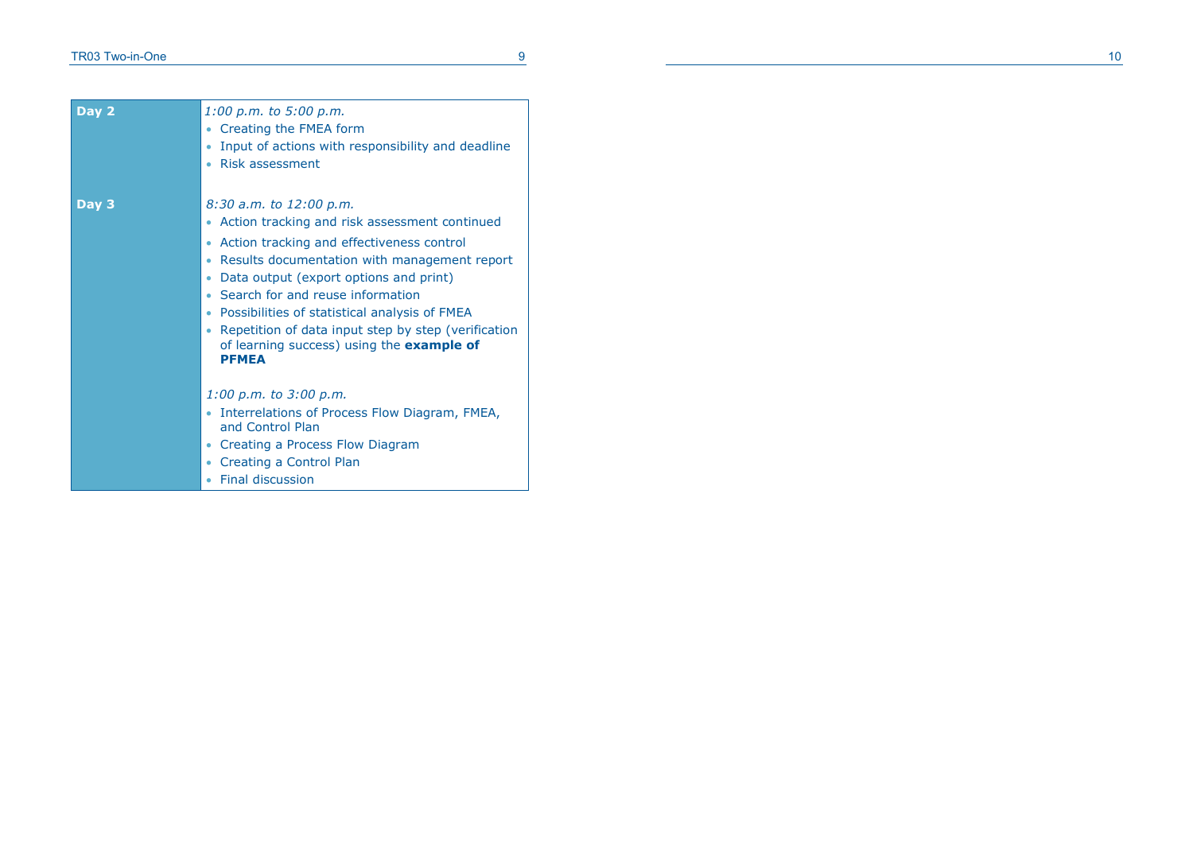| | |
|---|---|
| **Day 2** | *1:00 p.m. to 5:00 p.m.*<br>• Creating the FMEA form<br>• Input of actions with responsibility and deadline<br>• Risk assessment |
| **Day 3** | *8:30 a.m. to 12:00 p.m.*<br>• Action tracking and risk assessment continued<br>• Action tracking and effectiveness control<br>• Results documentation with management report<br>• Data output (export options and print)<br>• Search for and reuse information<br>• Possibilities of statistical analysis of FMEA<br>• Repetition of data input step by step (verification of learning success) using the **example of PFMEA**<br><br>*1:00 p.m. to 3:00 p.m.*<br>• Interrelations of Process Flow Diagram, FMEA, and Control Plan<br>• Creating a Process Flow Diagram<br>• Creating a Control Plan<br>• Final discussion |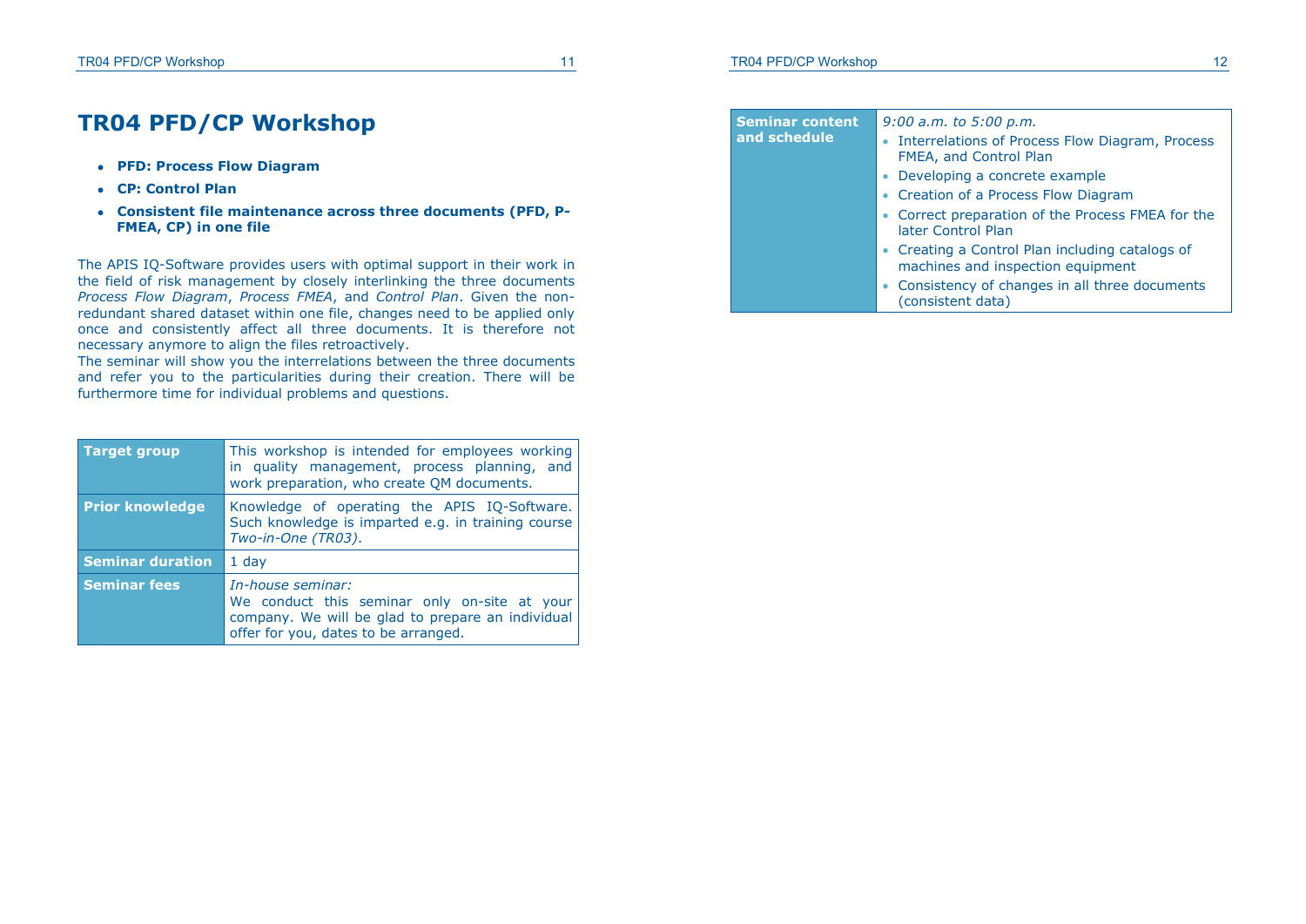# TR04 PFD/CP Workshop

- **PFD: Process Flow Diagram**
- **CP: Control Plan**
- **Consistent file maintenance across three documents (PFD, P-FMEA, CP) in one file**

The APIS IQ-Software provides users with optimal support in their work in the field of risk management by closely interlinking the three documents *Process Flow Diagram*, *Process FMEA*, and *Control Plan*. Given the non-redundant shared dataset within one file, changes need to be applied only once and consistently affect all three documents. It is therefore not necessary anymore to align the files retroactively.
The seminar will show you the interrelations between the three documents and refer you to the particularities during their creation. There will be furthermore time for individual problems and questions.

| | |
|---|---|
| **Target group** | This workshop is intended for employees working in quality management, process planning, and work preparation, who create QM documents. |
| **Prior knowledge** | Knowledge of operating the APIS IQ-Software. Such knowledge is imparted e.g. in training course *Two-in-One (TR03)*. |
| **Seminar duration** | 1 day |
| **Seminar fees** | *In-house seminar:*<br>We conduct this seminar only on-site at your company. We will be glad to prepare an individual offer for you, dates to be arranged. |

| | |
|---|---|
| **Seminar content and schedule** | *9:00 a.m. to 5:00 p.m.*<br>• Interrelations of Process Flow Diagram, Process FMEA, and Control Plan<br>• Developing a concrete example<br>• Creation of a Process Flow Diagram<br>• Correct preparation of the Process FMEA for the later Control Plan<br>• Creating a Control Plan including catalogs of machines and inspection equipment<br>• Consistency of changes in all three documents (consistent data) |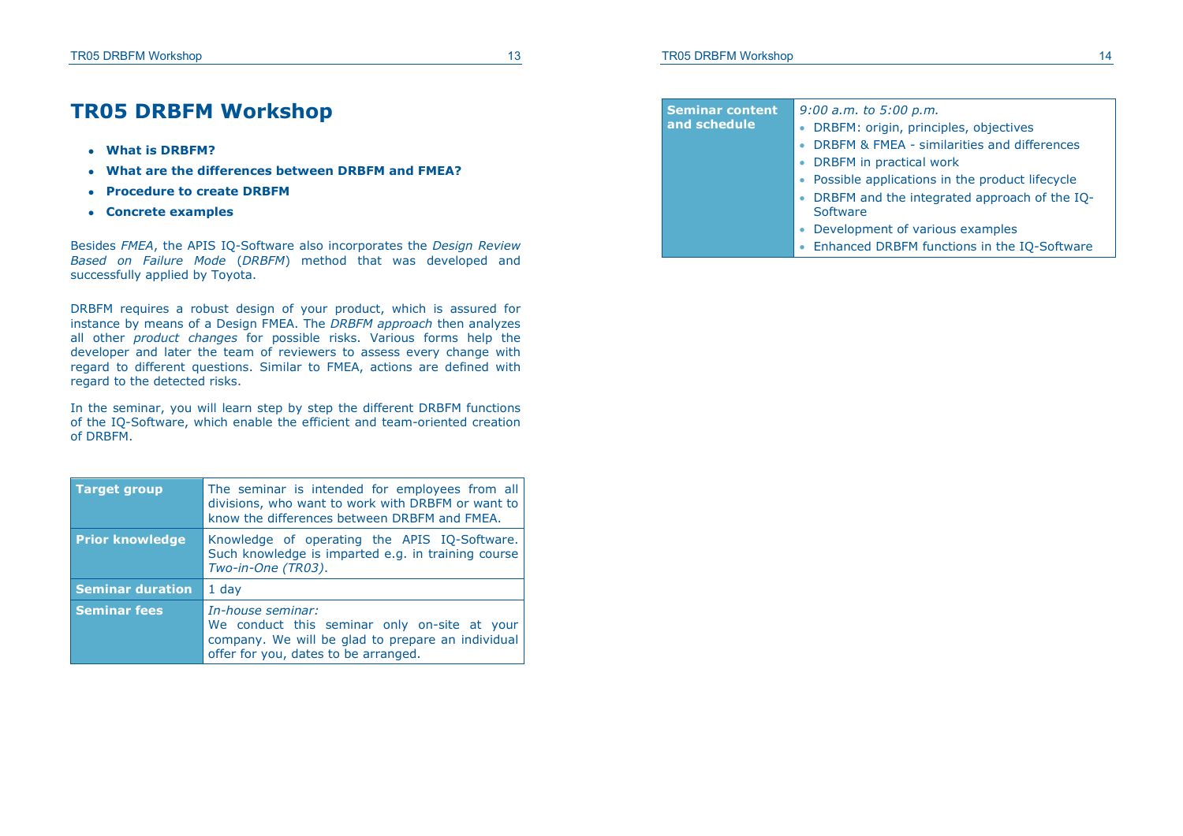# TR05 DRBFM Workshop

- **What is DRBFM?**
- **What are the differences between DRBFM and FMEA?**
- **Procedure to create DRBFM**
- **Concrete examples**

Besides *FMEA*, the APIS IQ-Software also incorporates the *Design Review Based on Failure Mode* (*DRBFM*) method that was developed and successfully applied by Toyota.

DRBFM requires a robust design of your product, which is assured for instance by means of a Design FMEA. The *DRBFM approach* then analyzes all other *product changes* for possible risks. Various forms help the developer and later the team of reviewers to assess every change with regard to different questions. Similar to FMEA, actions are defined with regard to the detected risks.

In the seminar, you will learn step by step the different DRBFM functions of the IQ-Software, which enable the efficient and team-oriented creation of DRBFM.

| | |
|---|---|
| **Target group** | The seminar is intended for employees from all divisions, who want to work with DRBFM or want to know the differences between DRBFM and FMEA. |
| **Prior knowledge** | Knowledge of operating the APIS IQ-Software. Such knowledge is imparted e.g. in training course *Two-in-One (TR03)*. |
| **Seminar duration** | 1 day |
| **Seminar fees** | *In-house seminar:*<br>We conduct this seminar only on-site at your company. We will be glad to prepare an individual offer for you, dates to be arranged. |

| | |
|---|---|
| **Seminar content and schedule** | *9:00 a.m. to 5:00 p.m.*<br>• DRBFM: origin, principles, objectives<br>• DRBFM & FMEA - similarities and differences<br>• DRBFM in practical work<br>• Possible applications in the product lifecycle<br>• DRBFM and the integrated approach of the IQ-Software<br>• Development of various examples<br>• Enhanced DRBFM functions in the IQ-Software |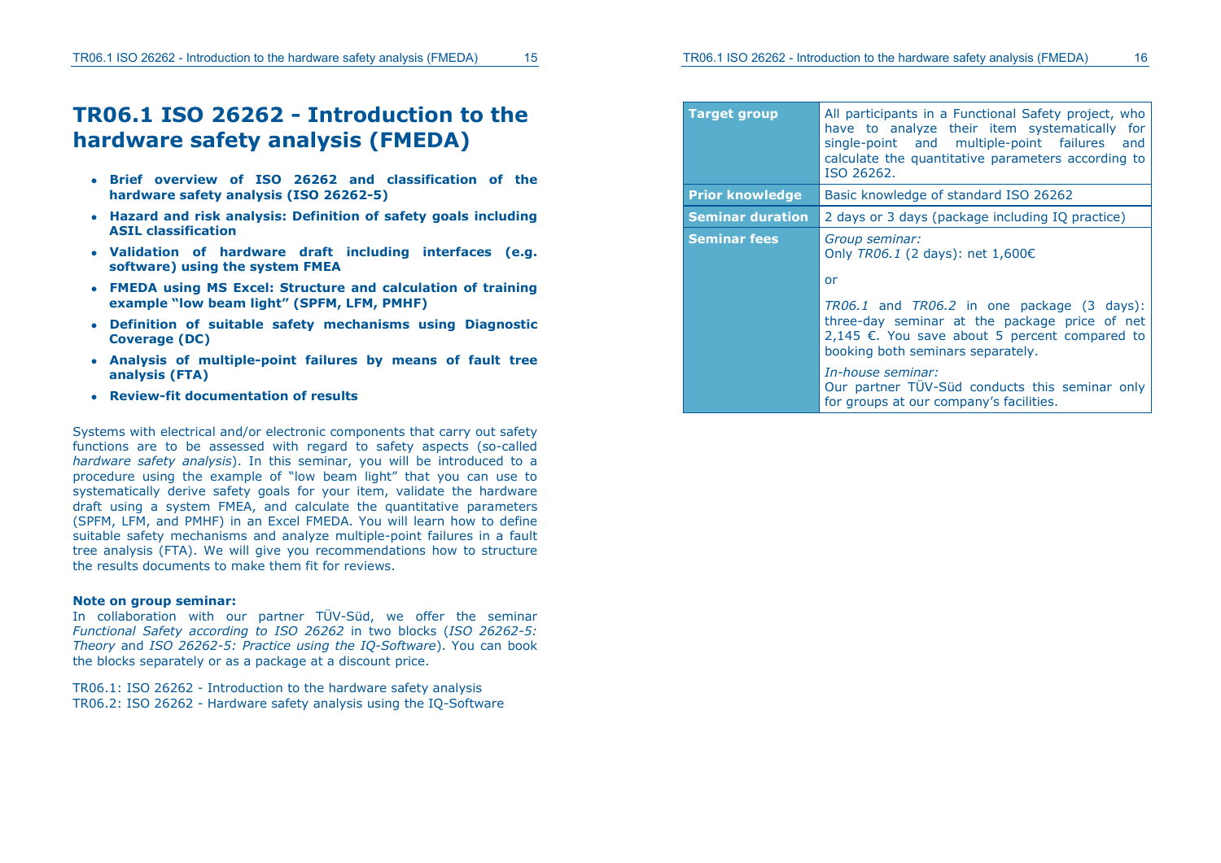# TR06.1 ISO 26262 - Introduction to the hardware safety analysis (FMEDA)

- **Brief overview of ISO 26262 and classification of the hardware safety analysis (ISO 26262-5)**
- **Hazard and risk analysis: Definition of safety goals including ASIL classification**
- **Validation of hardware draft including interfaces (e.g. software) using the system FMEA**
- **FMEDA using MS Excel: Structure and calculation of training example "low beam light" (SPFM, LFM, PMHF)**
- **Definition of suitable safety mechanisms using Diagnostic Coverage (DC)**
- **Analysis of multiple-point failures by means of fault tree analysis (FTA)**
- **Review-fit documentation of results**

Systems with electrical and/or electronic components that carry out safety functions are to be assessed with regard to safety aspects (so-called *hardware safety analysis*). In this seminar, you will be introduced to a procedure using the example of "low beam light" that you can use to systematically derive safety goals for your item, validate the hardware draft using a system FMEA, and calculate the quantitative parameters (SPFM, LFM, and PMHF) in an Excel FMEDA. You will learn how to define suitable safety mechanisms and analyze multiple-point failures in a fault tree analysis (FTA). We will give you recommendations how to structure the results documents to make them fit for reviews.

**Note on group seminar:**
In collaboration with our partner TÜV-Süd, we offer the seminar *Functional Safety according to ISO 26262* in two blocks (*ISO 26262-5: Theory* and *ISO 26262-5: Practice using the IQ-Software*). You can book the blocks separately or as a package at a discount price.

TR06.1: ISO 26262 - Introduction to the hardware safety analysis
TR06.2: ISO 26262 - Hardware safety analysis using the IQ-Software

| | |
|---|---|
| **Target group** | All participants in a Functional Safety project, who have to analyze their item systematically for single-point and multiple-point failures and calculate the quantitative parameters according to ISO 26262. |
| **Prior knowledge** | Basic knowledge of standard ISO 26262 |
| **Seminar duration** | 2 days or 3 days (package including IQ practice) |
| **Seminar fees** | *Group seminar:*<br>Only *TR06.1* (2 days): net 1,600€<br><br>or<br><br>*TR06.1* and *TR06.2* in one package (3 days): three-day seminar at the package price of net 2,145 €. You save about 5 percent compared to booking both seminars separately.<br><br>*In-house seminar:*<br>Our partner TÜV-Süd conducts this seminar only for groups at our company's facilities. |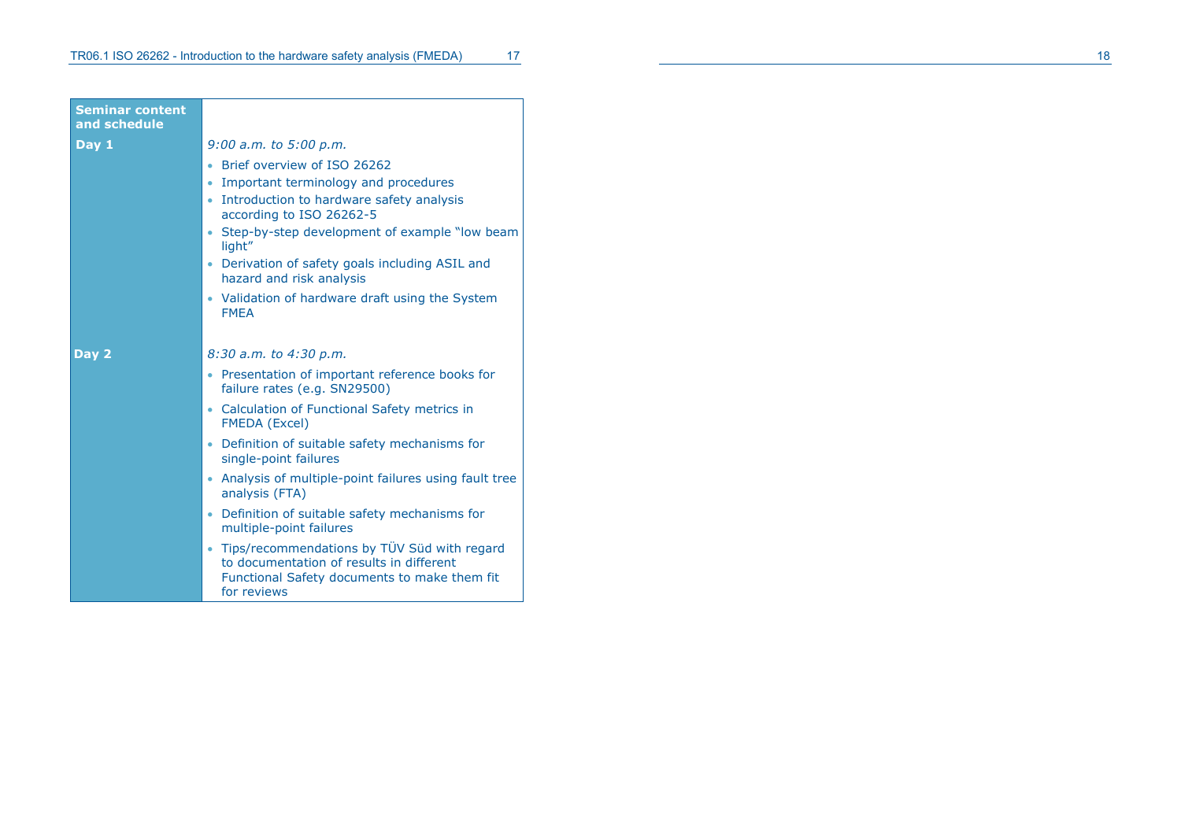| Seminar content and schedule | |
|---|---|
| **Day 1** | *9:00 a.m. to 5:00 p.m.*<br>• Brief overview of ISO 26262<br>• Important terminology and procedures<br>• Introduction to hardware safety analysis according to ISO 26262-5<br>• Step-by-step development of example “low beam light”<br>• Derivation of safety goals including ASIL and hazard and risk analysis<br>• Validation of hardware draft using the System FMEA |
| **Day 2** | *8:30 a.m. to 4:30 p.m.*<br>• Presentation of important reference books for failure rates (e.g. SN29500)<br>• Calculation of Functional Safety metrics in FMEDA (Excel)<br>• Definition of suitable safety mechanisms for single-point failures<br>• Analysis of multiple-point failures using fault tree analysis (FTA)<br>• Definition of suitable safety mechanisms for multiple-point failures<br>• Tips/recommendations by TÜV Süd with regard to documentation of results in different Functional Safety documents to make them fit for reviews |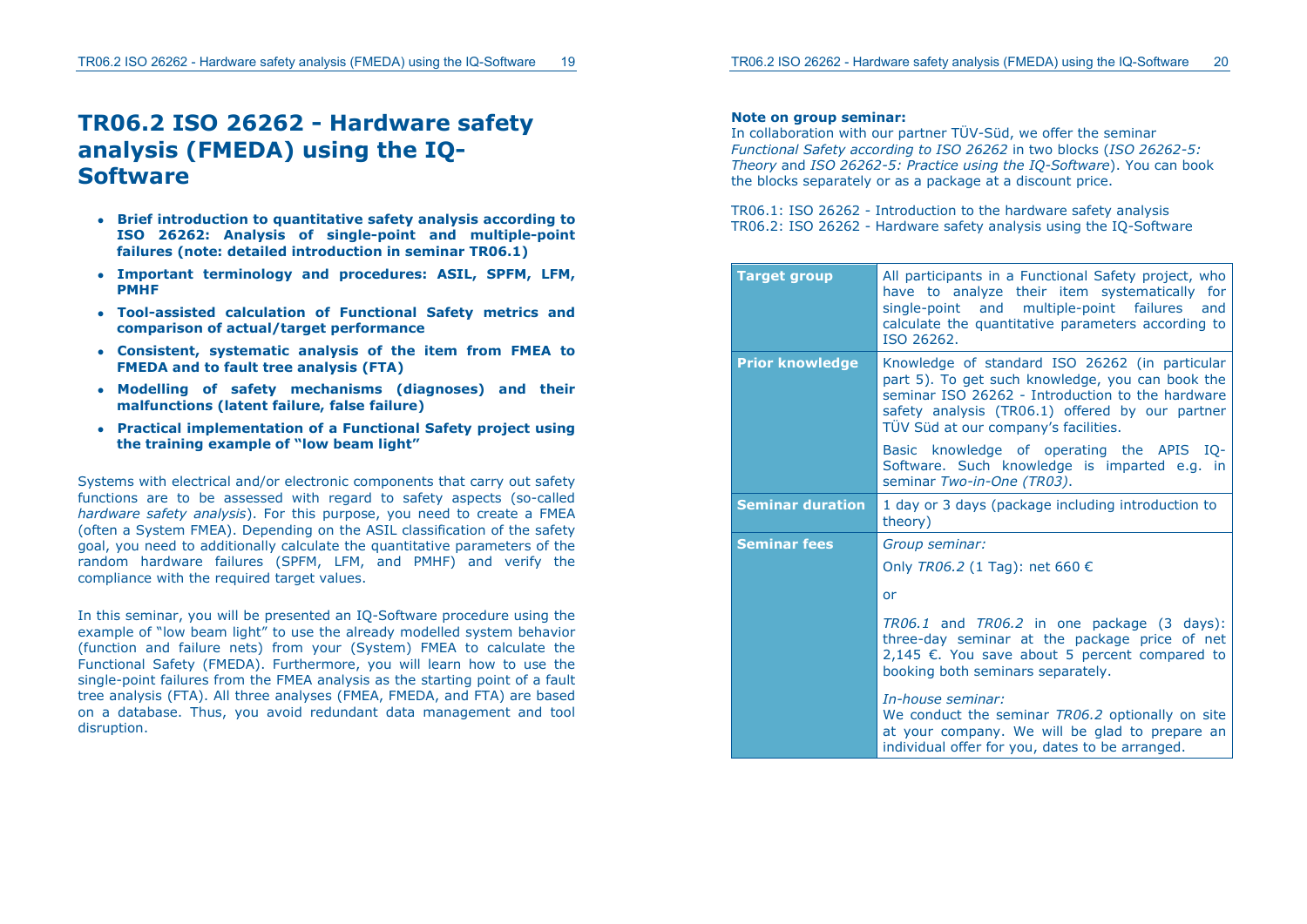# TR06.2 ISO 26262 - Hardware safety analysis (FMEDA) using the IQ-Software

- **Brief introduction to quantitative safety analysis according to ISO 26262: Analysis of single-point and multiple-point failures (note: detailed introduction in seminar TR06.1)**
- **Important terminology and procedures: ASIL, SPFM, LFM, PMHF**
- **Tool-assisted calculation of Functional Safety metrics and comparison of actual/target performance**
- **Consistent, systematic analysis of the item from FMEA to FMEDA and to fault tree analysis (FTA)**
- **Modelling of safety mechanisms (diagnoses) and their malfunctions (latent failure, false failure)**
- **Practical implementation of a Functional Safety project using the training example of "low beam light"**

Systems with electrical and/or electronic components that carry out safety functions are to be assessed with regard to safety aspects (so-called *hardware safety analysis*). For this purpose, you need to create a FMEA (often a System FMEA). Depending on the ASIL classification of the safety goal, you need to additionally calculate the quantitative parameters of the random hardware failures (SPFM, LFM, and PMHF) and verify the compliance with the required target values.

In this seminar, you will be presented an IQ-Software procedure using the example of "low beam light" to use the already modelled system behavior (function and failure nets) from your (System) FMEA to calculate the Functional Safety (FMEDA). Furthermore, you will learn how to use the single-point failures from the FMEA analysis as the starting point of a fault tree analysis (FTA). All three analyses (FMEA, FMEDA, and FTA) are based on a database. Thus, you avoid redundant data management and tool disruption.

**Note on group seminar:**
In collaboration with our partner TÜV-Süd, we offer the seminar *Functional Safety according to ISO 26262* in two blocks (*ISO 26262-5: Theory* and *ISO 26262-5: Practice using the IQ-Software*). You can book the blocks separately or as a package at a discount price.

TR06.1: ISO 26262 - Introduction to the hardware safety analysis
TR06.2: ISO 26262 - Hardware safety analysis using the IQ-Software

| | |
|---|---|
| **Target group** | All participants in a Functional Safety project, who have to analyze their item systematically for single-point and multiple-point failures and calculate the quantitative parameters according to ISO 26262. |
| **Prior knowledge** | Knowledge of standard ISO 26262 (in particular part 5). To get such knowledge, you can book the seminar ISO 26262 - Introduction to the hardware safety analysis (TR06.1) offered by our partner TÜV Süd at our company's facilities.<br><br>Basic knowledge of operating the APIS IQ-Software. Such knowledge is imparted e.g. in seminar *Two-in-One (TR03)*. |
| **Seminar duration** | 1 day or 3 days (package including introduction to theory) |
| **Seminar fees** | *Group seminar:*<br><br>Only *TR06.2* (1 Tag): net 660 €<br><br>or<br><br>*TR06.1* and *TR06.2* in one package (3 days): three-day seminar at the package price of net 2,145 €. You save about 5 percent compared to booking both seminars separately.<br><br>*In-house seminar:*<br>We conduct the seminar *TR06.2* optionally on site at your company. We will be glad to prepare an individual offer for you, dates to be arranged. |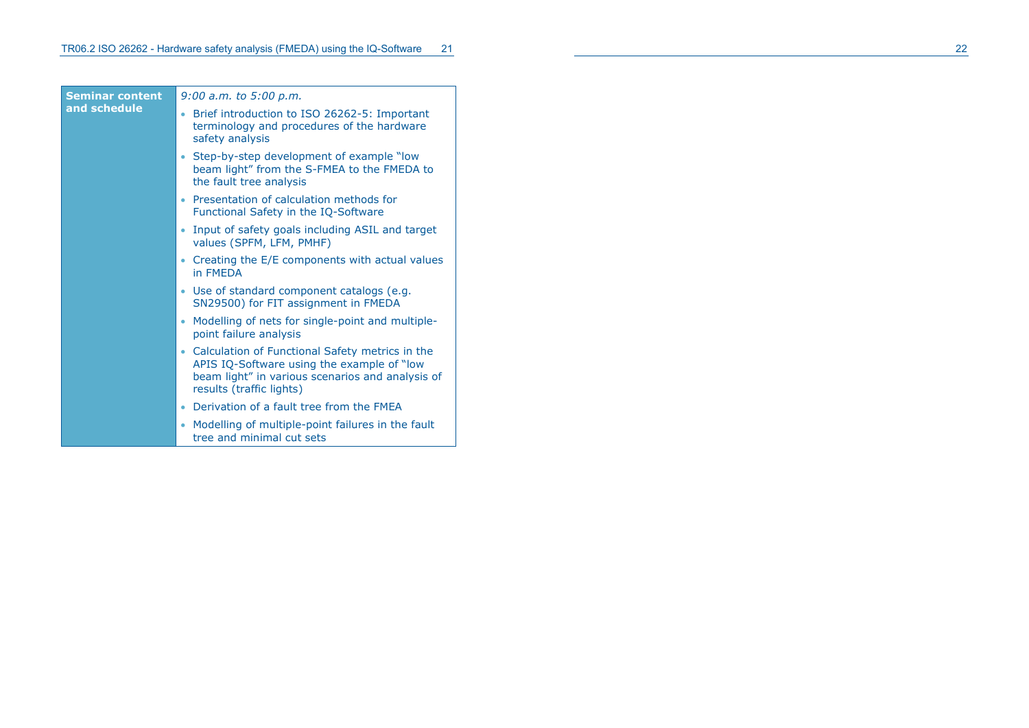| Seminar content and schedule | *9:00 a.m. to 5:00 p.m.*<br>• Brief introduction to ISO 26262-5: Important terminology and procedures of the hardware safety analysis<br>• Step-by-step development of example "low beam light" from the S-FMEA to the FMEDA to the fault tree analysis<br>• Presentation of calculation methods for Functional Safety in the IQ-Software<br>• Input of safety goals including ASIL and target values (SPFM, LFM, PMHF)<br>• Creating the E/E components with actual values in FMEDA<br>• Use of standard component catalogs (e.g. SN29500) for FIT assignment in FMEDA<br>• Modelling of nets for single-point and multiple-point failure analysis<br>• Calculation of Functional Safety metrics in the APIS IQ-Software using the example of "low beam light" in various scenarios and analysis of results (traffic lights)<br>• Derivation of a fault tree from the FMEA<br>• Modelling of multiple-point failures in the fault tree and minimal cut sets |
|---|---|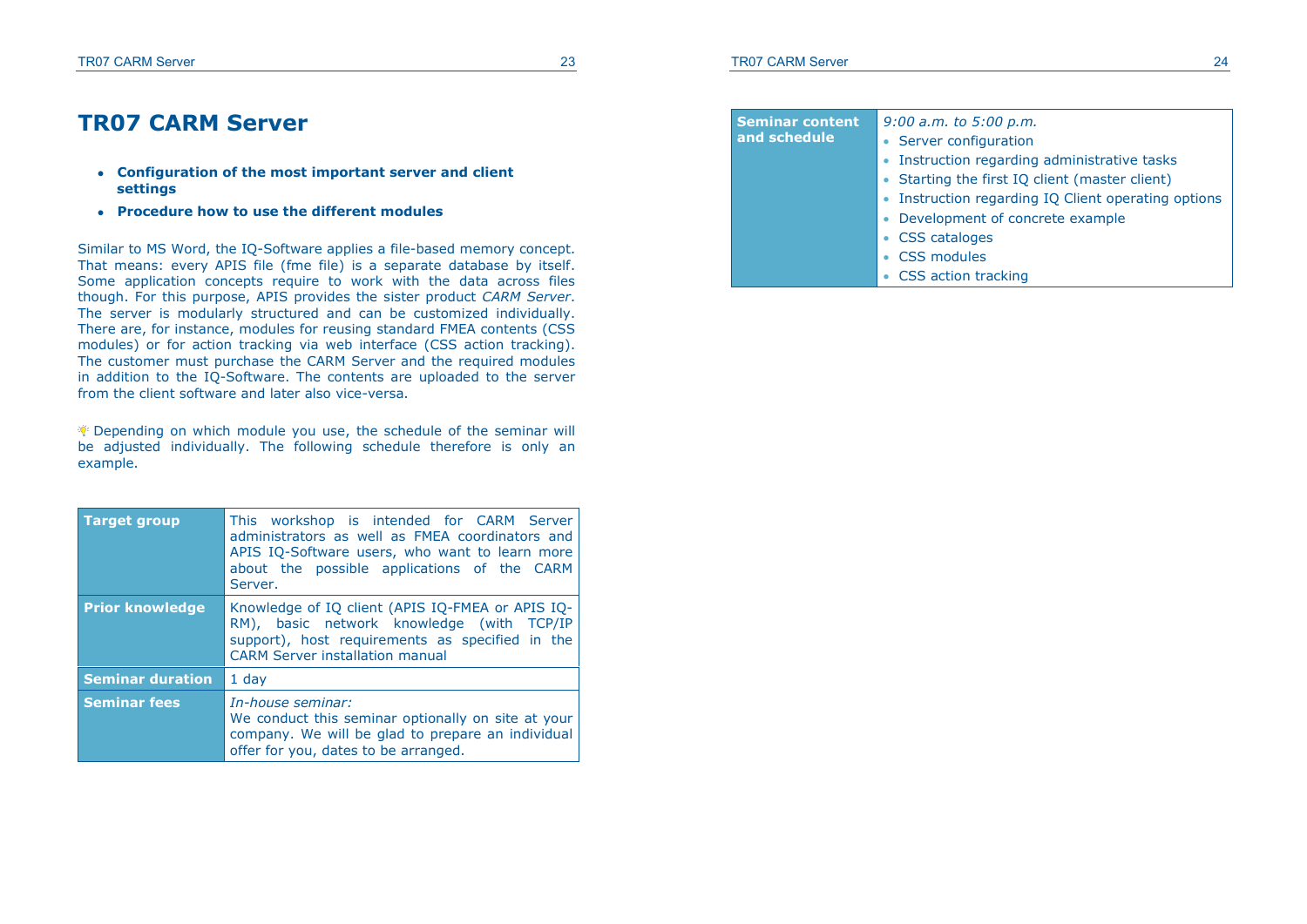# TR07 CARM Server

- **Configuration of the most important server and client settings**
- **Procedure how to use the different modules**

Similar to MS Word, the IQ-Software applies a file-based memory concept. That means: every APIS file (fme file) is a separate database by itself. Some application concepts require to work with the data across files though. For this purpose, APIS provides the sister product *CARM Server*. The server is modularly structured and can be customized individually. There are, for instance, modules for reusing standard FMEA contents (CSS modules) or for action tracking via web interface (CSS action tracking). The customer must purchase the CARM Server and the required modules in addition to the IQ-Software. The contents are uploaded to the server from the client software and later also vice-versa.

Depending on which module you use, the schedule of the seminar will be adjusted individually. The following schedule therefore is only an example.

| | |
|---|---|
| **Target group** | This workshop is intended for CARM Server administrators as well as FMEA coordinators and APIS IQ-Software users, who want to learn more about the possible applications of the CARM Server. |
| **Prior knowledge** | Knowledge of IQ client (APIS IQ-FMEA or APIS IQ-RM), basic network knowledge (with TCP/IP support), host requirements as specified in the CARM Server installation manual |
| **Seminar duration** | 1 day |
| **Seminar fees** | *In-house seminar:* We conduct this seminar optionally on site at your company. We will be glad to prepare an individual offer for you, dates to be arranged. |
| **Seminar content and schedule** | *9:00 a.m. to 5:00 p.m.*<br>• Server configuration<br>• Instruction regarding administrative tasks<br>• Starting the first IQ client (master client)<br>• Instruction regarding IQ Client operating options<br>• Development of concrete example<br>• CSS catalogs<br>• CSS modules<br>• CSS action tracking |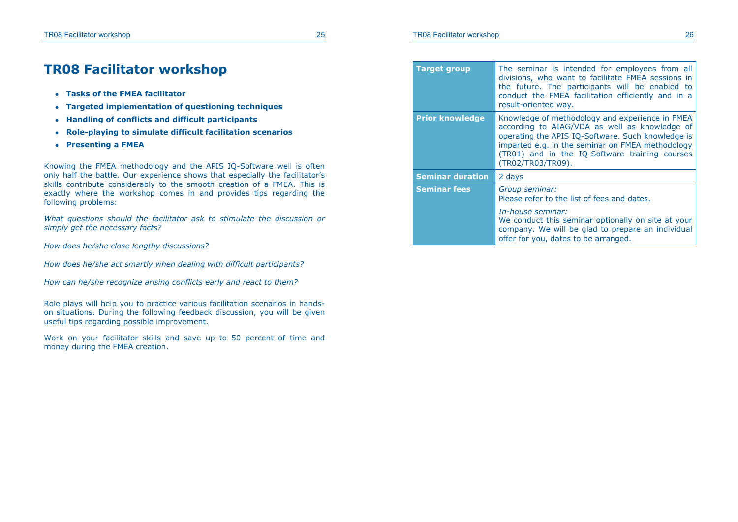# TR08 Facilitator workshop

- **Tasks of the FMEA facilitator**
- **Targeted implementation of questioning techniques**
- **Handling of conflicts and difficult participants**
- **Role-playing to simulate difficult facilitation scenarios**
- **Presenting a FMEA**

Knowing the FMEA methodology and the APIS IQ-Software well is often only half the battle. Our experience shows that especially the facilitator's skills contribute considerably to the smooth creation of a FMEA. This is exactly where the workshop comes in and provides tips regarding the following problems:

*What questions should the facilitator ask to stimulate the discussion or simply get the necessary facts?*

*How does he/she close lengthy discussions?*

*How does he/she act smartly when dealing with difficult participants?*

*How can he/she recognize arising conflicts early and react to them?*

Role plays will help you to practice various facilitation scenarios in hands-on situations. During the following feedback discussion, you will be given useful tips regarding possible improvement.

Work on your facilitator skills and save up to 50 percent of time and money during the FMEA creation.

| | |
|---|---|
| **Target group** | The seminar is intended for employees from all divisions, who want to facilitate FMEA sessions in the future. The participants will be enabled to conduct the FMEA facilitation efficiently and in a result-oriented way. |
| **Prior knowledge** | Knowledge of methodology and experience in FMEA according to AIAG/VDA as well as knowledge of operating the APIS IQ-Software. Such knowledge is imparted e.g. in the seminar on FMEA methodology (TR01) and in the IQ-Software training courses (TR02/TR03/TR09). |
| **Seminar duration** | 2 days |
| **Seminar fees** | *Group seminar:* Please refer to the list of fees and dates. *In-house seminar:* We conduct this seminar optionally on site at your company. We will be glad to prepare an individual offer for you, dates to be arranged. |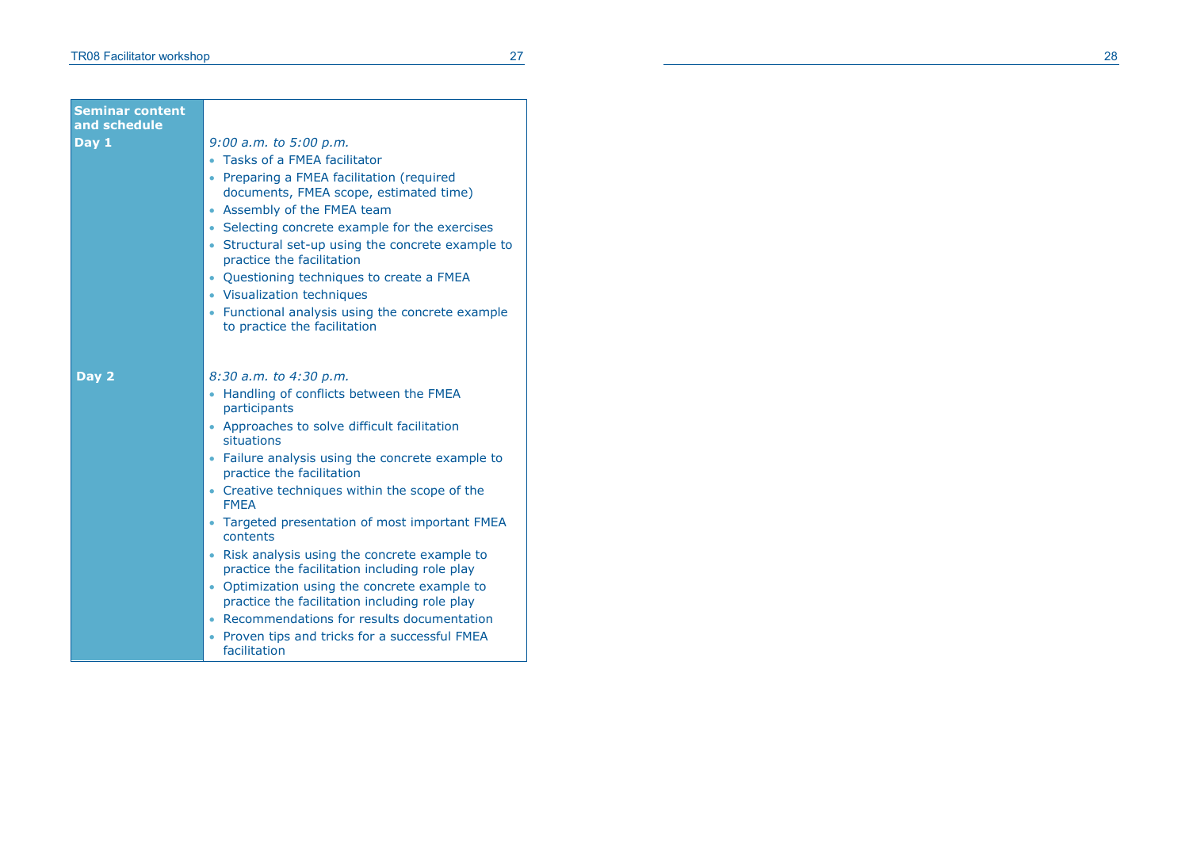| Seminar content and schedule | |
|---|---|
| **Day 1** | *9:00 a.m. to 5:00 p.m.*<br>• Tasks of a FMEA facilitator<br>• Preparing a FMEA facilitation (required documents, FMEA scope, estimated time)<br>• Assembly of the FMEA team<br>• Selecting concrete example for the exercises<br>• Structural set-up using the concrete example to practice the facilitation<br>• Questioning techniques to create a FMEA<br>• Visualization techniques<br>• Functional analysis using the concrete example to practice the facilitation |
| **Day 2** | *8:30 a.m. to 4:30 p.m.*<br>• Handling of conflicts between the FMEA participants<br>• Approaches to solve difficult facilitation situations<br>• Failure analysis using the concrete example to practice the facilitation<br>• Creative techniques within the scope of the FMEA<br>• Targeted presentation of most important FMEA contents<br>• Risk analysis using the concrete example to practice the facilitation including role play<br>• Optimization using the concrete example to practice the facilitation including role play<br>• Recommendations for results documentation<br>• Proven tips and tricks for a successful FMEA facilitation |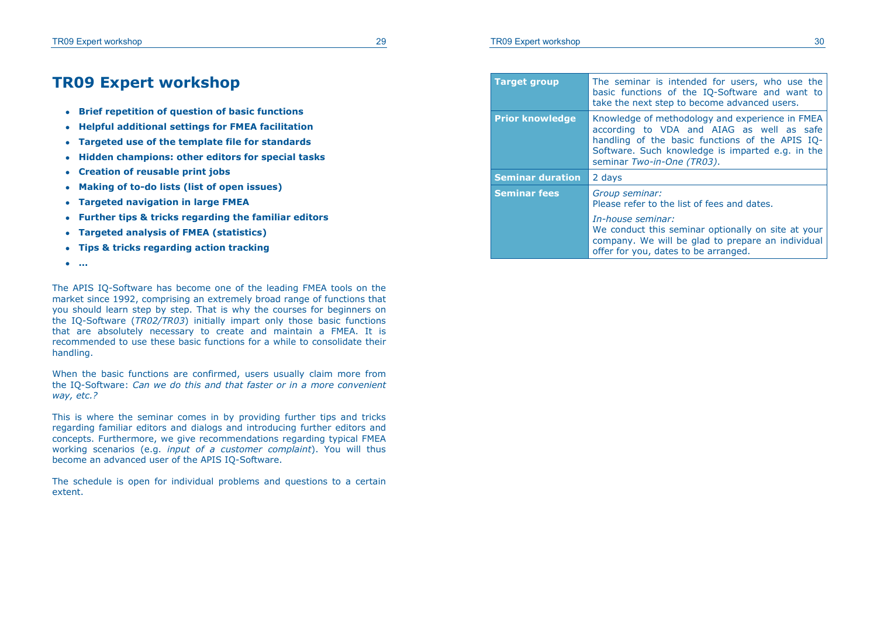# TR09 Expert workshop

- **Brief repetition of question of basic functions**
- **Helpful additional settings for FMEA facilitation**
- **Targeted use of the template file for standards**
- **Hidden champions: other editors for special tasks**
- **Creation of reusable print jobs**
- **Making of to-do lists (list of open issues)**
- **Targeted navigation in large FMEA**
- **Further tips & tricks regarding the familiar editors**
- **Targeted analysis of FMEA (statistics)**
- **Tips & tricks regarding action tracking**
- **…**

The APIS IQ-Software has become one of the leading FMEA tools on the market since 1992, comprising an extremely broad range of functions that you should learn step by step. That is why the courses for beginners on the IQ-Software (*TR02/TR03*) initially impart only those basic functions that are absolutely necessary to create and maintain a FMEA. It is recommended to use these basic functions for a while to consolidate their handling.

When the basic functions are confirmed, users usually claim more from the IQ-Software: *Can we do this and that faster or in a more convenient way, etc.?*

This is where the seminar comes in by providing further tips and tricks regarding familiar editors and dialogs and introducing further editors and concepts. Furthermore, we give recommendations regarding typical FMEA working scenarios (e.g. *input of a customer complaint*). You will thus become an advanced user of the APIS IQ-Software.

The schedule is open for individual problems and questions to a certain extent.

| | |
|---|---|
| **Target group** | The seminar is intended for users, who use the basic functions of the IQ-Software and want to take the next step to become advanced users. |
| **Prior knowledge** | Knowledge of methodology and experience in FMEA according to VDA and AIAG as well as safe handling of the basic functions of the APIS IQ-Software. Such knowledge is imparted e.g. in the seminar *Two-in-One (TR03)*. |
| **Seminar duration** | 2 days |
| **Seminar fees** | *Group seminar:* Please refer to the list of fees and dates. *In-house seminar:* We conduct this seminar optionally on site at your company. We will be glad to prepare an individual offer for you, dates to be arranged. |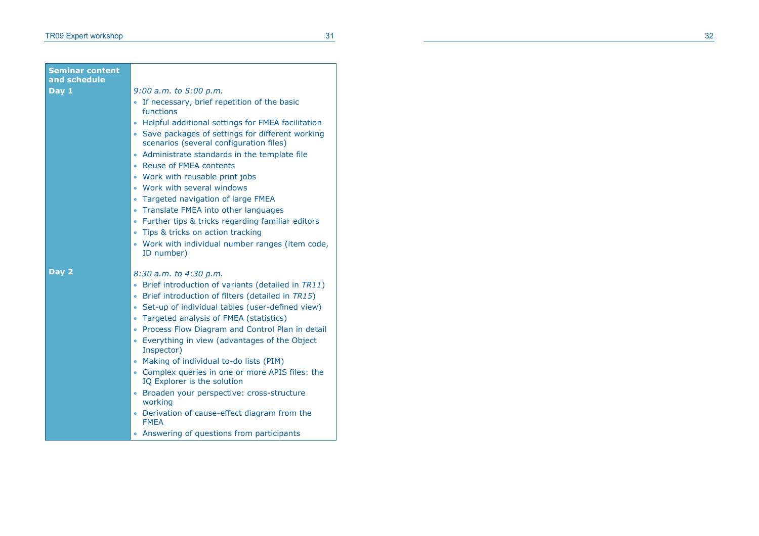| Seminar content and schedule | |
|---|---|
| **Day 1** | *9:00 a.m. to 5:00 p.m.*<br>• If necessary, brief repetition of the basic functions<br>• Helpful additional settings for FMEA facilitation<br>• Save packages of settings for different working scenarios (several configuration files)<br>• Administrate standards in the template file<br>• Reuse of FMEA contents<br>• Work with reusable print jobs<br>• Work with several windows<br>• Targeted navigation of large FMEA<br>• Translate FMEA into other languages<br>• Further tips & tricks regarding familiar editors<br>• Tips & tricks on action tracking<br>• Work with individual number ranges (item code, ID number) |
| **Day 2** | *8:30 a.m. to 4:30 p.m.*<br>• Brief introduction of variants (detailed in *TR11*)<br>• Brief introduction of filters (detailed in *TR15*)<br>• Set-up of individual tables (user-defined view)<br>• Targeted analysis of FMEA (statistics)<br>• Process Flow Diagram and Control Plan in detail<br>• Everything in view (advantages of the Object Inspector)<br>• Making of individual to-do lists (PIM)<br>• Complex queries in one or more APIS files: the IQ Explorer is the solution<br>• Broaden your perspective: cross-structure working<br>• Derivation of cause-effect diagram from the FMEA<br>• Answering of questions from participants |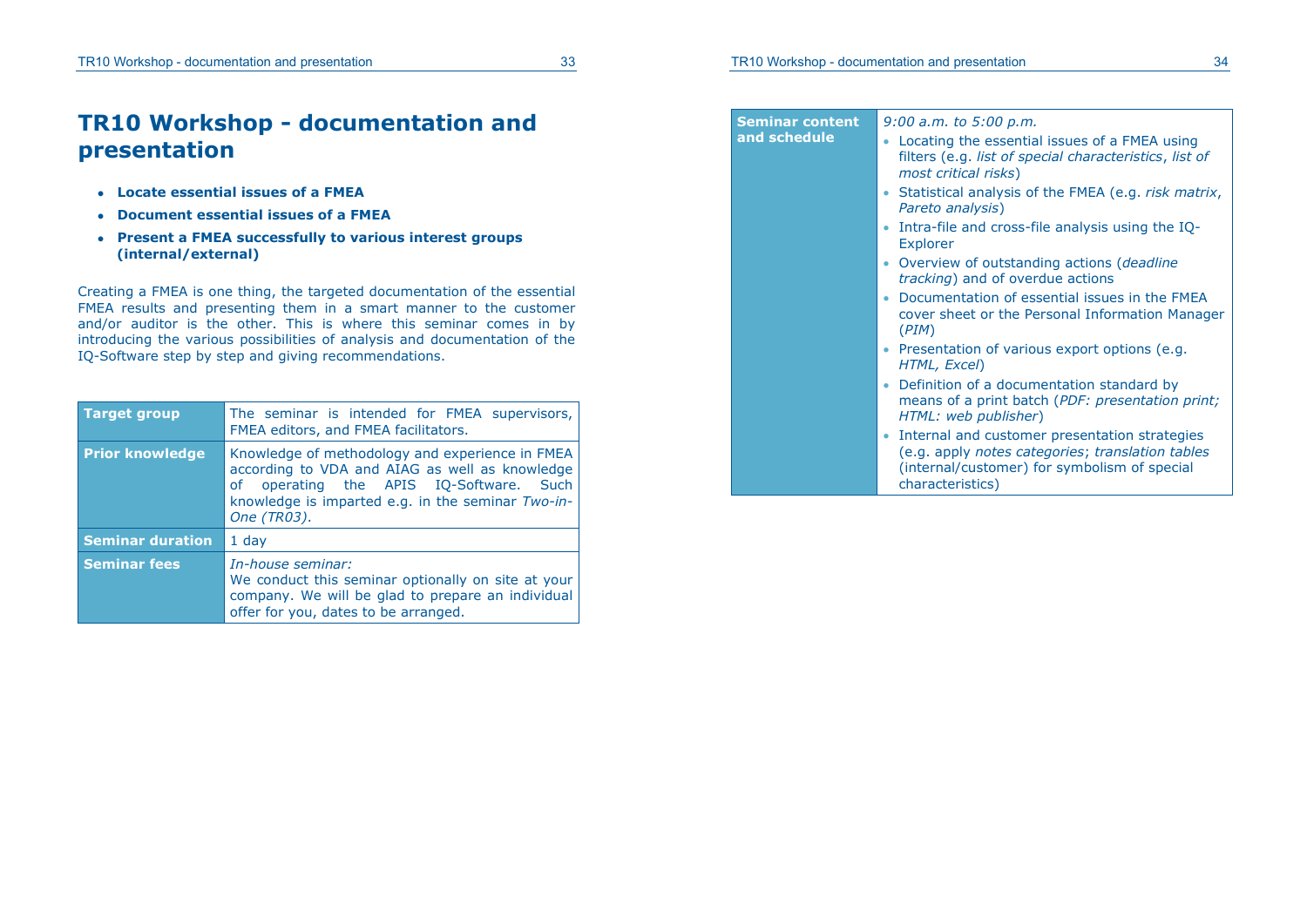# TR10 Workshop - documentation and presentation

- **Locate essential issues of a FMEA**
- **Document essential issues of a FMEA**
- **Present a FMEA successfully to various interest groups (internal/external)**

Creating a FMEA is one thing, the targeted documentation of the essential FMEA results and presenting them in a smart manner to the customer and/or auditor is the other. This is where this seminar comes in by introducing the various possibilities of analysis and documentation of the IQ-Software step by step and giving recommendations.

| | |
|---|---|
| **Target group** | The seminar is intended for FMEA supervisors, FMEA editors, and FMEA facilitators. |
| **Prior knowledge** | Knowledge of methodology and experience in FMEA according to VDA and AIAG as well as knowledge of operating the APIS IQ-Software. Such knowledge is imparted e.g. in the seminar *Two-in-One (TR03)*. |
| **Seminar duration** | 1 day |
| **Seminar fees** | *In-house seminar:*<br>We conduct this seminar optionally on site at your company. We will be glad to prepare an individual offer for you, dates to be arranged. |
| **Seminar content and schedule** | *9:00 a.m. to 5:00 p.m.*<br>• Locating the essential issues of a FMEA using filters (e.g. *list of special characteristics*, *list of most critical risks*)<br>• Statistical analysis of the FMEA (e.g. *risk matrix*, *Pareto analysis*)<br>• Intra-file and cross-file analysis using the IQ-Explorer<br>• Overview of outstanding actions (*deadline tracking*) and of overdue actions<br>• Documentation of essential issues in the FMEA cover sheet or the Personal Information Manager (*PIM*)<br>• Presentation of various export options (e.g. *HTML, Excel*)<br>• Definition of a documentation standard by means of a print batch (*PDF: presentation print; HTML: web publisher*)<br>• Internal and customer presentation strategies (e.g. apply *notes categories*; *translation tables* (internal/customer) for symbolism of special characteristics) |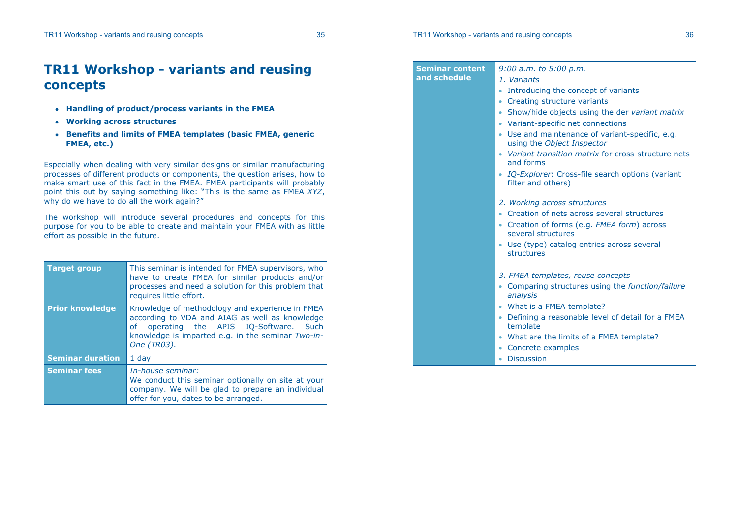# TR11 Workshop - variants and reusing concepts

- **Handling of product/process variants in the FMEA**
- **Working across structures**
- **Benefits and limits of FMEA templates (basic FMEA, generic FMEA, etc.)**

Especially when dealing with very similar designs or similar manufacturing processes of different products or components, the question arises, how to make smart use of this fact in the FMEA. FMEA participants will probably point this out by saying something like: "This is the same as FMEA *XYZ*, why do we have to do all the work again?"

The workshop will introduce several procedures and concepts for this purpose for you to be able to create and maintain your FMEA with as little effort as possible in the future.

| | |
|---|---|
| **Target group** | This seminar is intended for FMEA supervisors, who have to create FMEA for similar products and/or processes and need a solution for this problem that requires little effort. |
| **Prior knowledge** | Knowledge of methodology and experience in FMEA according to VDA and AIAG as well as knowledge of operating the APIS IQ-Software. Such knowledge is imparted e.g. in the seminar *Two-in-One (TR03)*. |
| **Seminar duration** | 1 day |
| **Seminar fees** | *In-house seminar:* We conduct this seminar optionally on site at your company. We will be glad to prepare an individual offer for you, dates to be arranged. |

| | |
|---|---|
| **Seminar content and schedule** | *9:00 a.m. to 5:00 p.m.*<br>*1. Variants*<br>• Introducing the concept of variants<br>• Creating structure variants<br>• Show/hide objects using the der *variant matrix*<br>• Variant-specific net connections<br>• Use and maintenance of variant-specific, e.g. using the *Object Inspector*<br>• *Variant transition matrix* for cross-structure nets and forms<br>• *IQ-Explorer*: Cross-file search options (variant filter and others)<br><br>*2. Working across structures*<br>• Creation of nets across several structures<br>• Creation of forms (e.g. *FMEA form*) across several structures<br>• Use (type) catalog entries across several structures<br><br>*3. FMEA templates, reuse concepts*<br>• Comparing structures using the *function/failure analysis*<br>• What is a FMEA template?<br>• Defining a reasonable level of detail for a FMEA template<br>• What are the limits of a FMEA template?<br>• Concrete examples<br>• Discussion |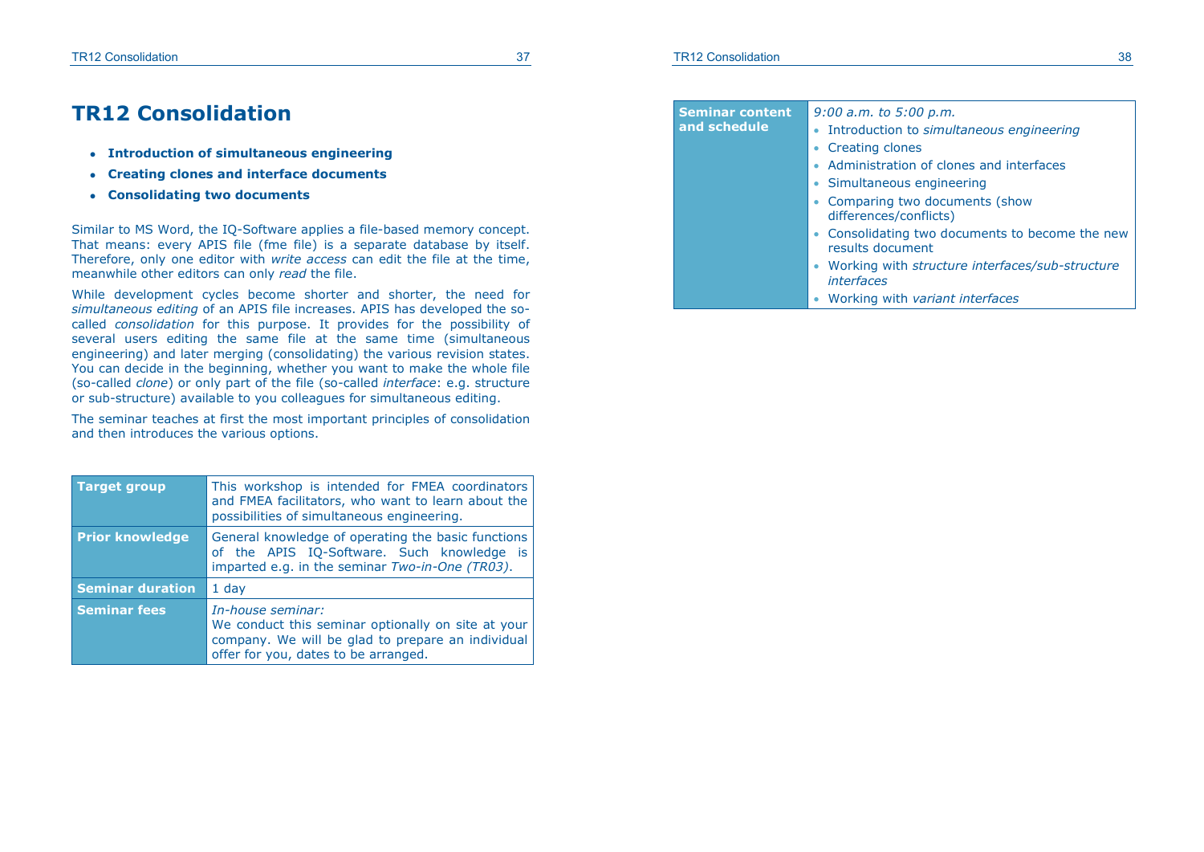# TR12 Consolidation

- **Introduction of simultaneous engineering**
- **Creating clones and interface documents**
- **Consolidating two documents**

Similar to MS Word, the IQ-Software applies a file-based memory concept. That means: every APIS file (fme file) is a separate database by itself. Therefore, only one editor with *write access* can edit the file at the time, meanwhile other editors can only *read* the file.

While development cycles become shorter and shorter, the need for *simultaneous editing* of an APIS file increases. APIS has developed the so-called *consolidation* for this purpose. It provides for the possibility of several users editing the same file at the same time (simultaneous engineering) and later merging (consolidating) the various revision states. You can decide in the beginning, whether you want to make the whole file (so-called *clone*) or only part of the file (so-called *interface*: e.g. structure or sub-structure) available to you colleagues for simultaneous editing.

The seminar teaches at first the most important principles of consolidation and then introduces the various options.

| | |
|---|---|
| **Target group** | This workshop is intended for FMEA coordinators and FMEA facilitators, who want to learn about the possibilities of simultaneous engineering. |
| **Prior knowledge** | General knowledge of operating the basic functions of the APIS IQ-Software. Such knowledge is imparted e.g. in the seminar *Two-in-One (TR03)*. |
| **Seminar duration** | 1 day |
| **Seminar fees** | *In-house seminar:*<br>We conduct this seminar optionally on site at your company. We will be glad to prepare an individual offer for you, dates to be arranged. |

| | |
|---|---|
| **Seminar content and schedule** | *9:00 a.m. to 5:00 p.m.*<br>• Introduction to *simultaneous engineering*<br>• Creating clones<br>• Administration of clones and interfaces<br>• Simultaneous engineering<br>• Comparing two documents (show differences/conflicts)<br>• Consolidating two documents to become the new results document<br>• Working with *structure interfaces/sub-structure interfaces*<br>• Working with *variant interfaces* |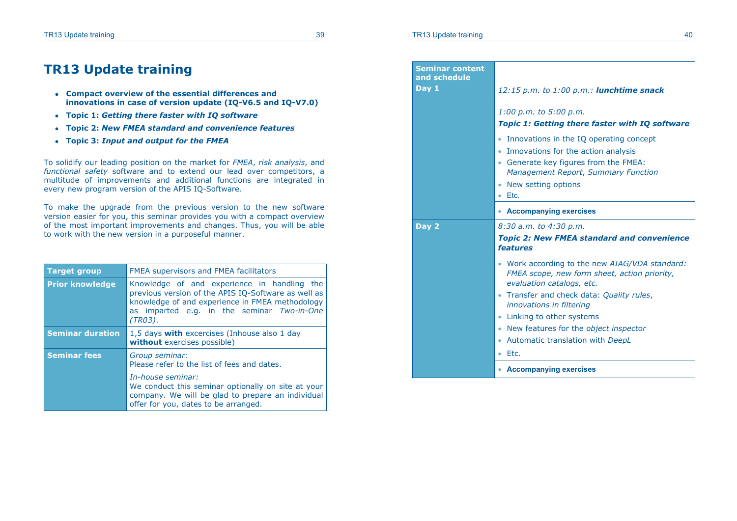# TR13 Update training

- **Compact overview of the essential differences and innovations in case of version update (IQ-V6.5 and IQ-V7.0)**
- **Topic 1:** ***Getting there faster with IQ software***
- **Topic 2:** ***New FMEA standard and convenience features***
- **Topic 3:** ***Input and output for the FMEA***

To solidify our leading position on the market for *FMEA*, *risk analysis*, and *functional safety* software and to extend our lead over competitors, a multitude of improvements and additional functions are integrated in every new program version of the APIS IQ-Software.

To make the upgrade from the previous version to the new software version easier for you, this seminar provides you with a compact overview of the most important improvements and changes. Thus, you will be able to work with the new version in a purposeful manner.

| | |
|---|---|
| **Target group** | FMEA supervisors and FMEA facilitators |
| **Prior knowledge** | Knowledge of and experience in handling the previous version of the APIS IQ-Software as well as knowledge of and experience in FMEA methodology as imparted e.g. in the seminar *Two-in-One (TR03)*. |
| **Seminar duration** | 1,5 days **with** excercises (Inhouse also 1 day **without** exercises possible) |
| **Seminar fees** | *Group seminar:*<br>Please refer to the list of fees and dates.<br><br>*In-house seminar:*<br>We conduct this seminar optionally on site at your company. We will be glad to prepare an individual offer for you, dates to be arranged. |

| **Seminar content and schedule** | |
|---|---|
| **Day 1** | *12:15 p.m. to 1:00 p.m.:* ***lunchtime snack***<br><br>*1:00 p.m. to 5:00 p.m.*<br>***Topic 1: Getting there faster with IQ software***<br>• Innovations in the IQ operating concept<br>• Innovations for the action analysis<br>• Generate key figures from the FMEA: *Management Report*, *Summary Function*<br>• New setting options<br>• Etc. |
| | • **Accompanying exercises** |
| **Day 2** | *8:30 a.m. to 4:30 p.m.*<br>***Topic 2: New FMEA standard and convenience features***<br>• Work according to the new *AIAG/VDA standard: FMEA scope, new form sheet, action priority, evaluation catalogs, etc.*<br>• Transfer and check data: *Quality rules*, *innovations in filtering*<br>• Linking to other systems<br>• New features for the *object inspector*<br>• Automatic translation with *DeepL*<br>• Etc. |
| | • **Accompanying exercises** |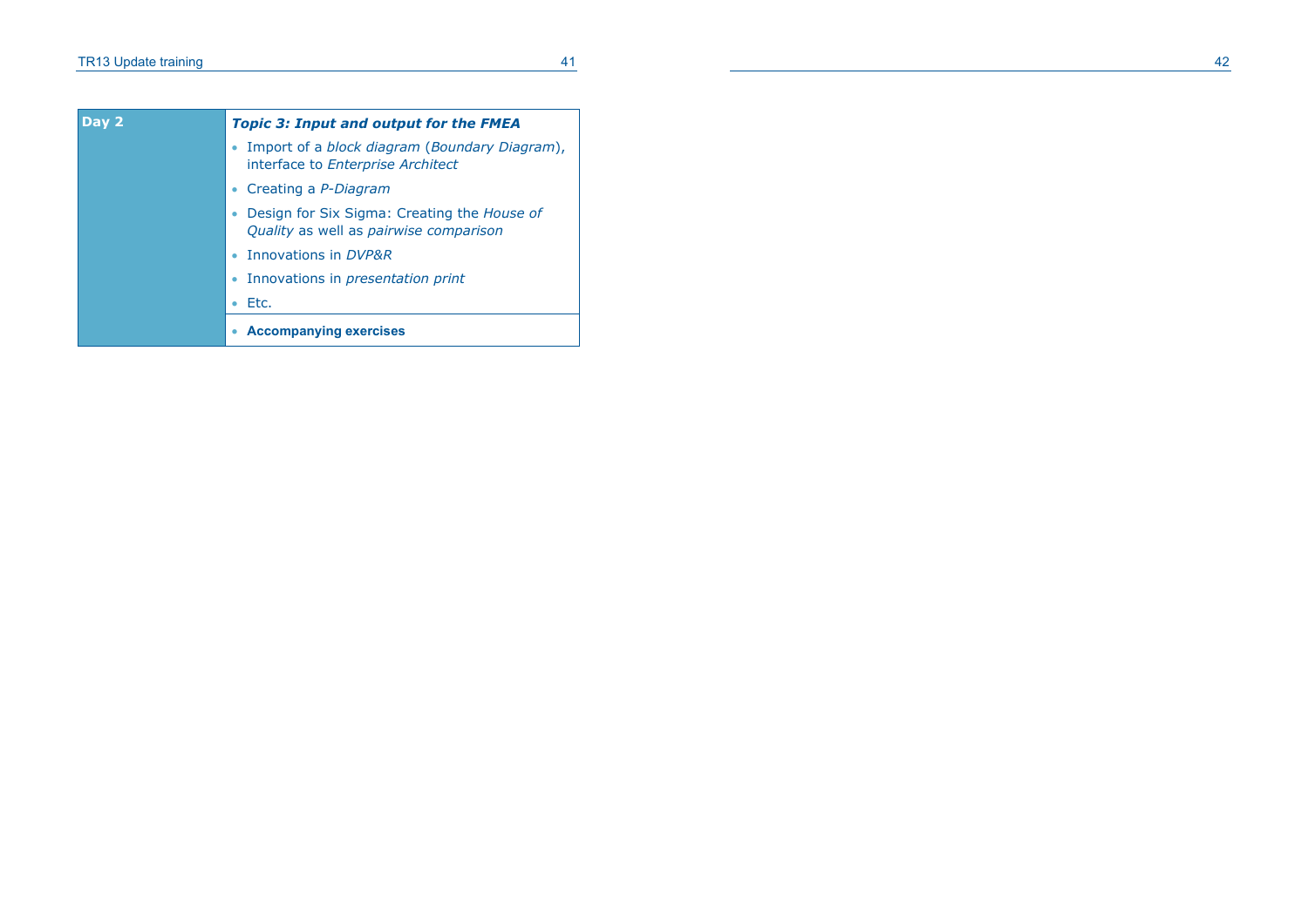| Day 2 | ***Topic 3: Input and output for the FMEA*** |
|---|---|
| | • Import of a *block diagram* (*Boundary Diagram*), interface to *Enterprise Architect*<br>• Creating a *P-Diagram*<br>• Design for Six Sigma: Creating the *House of Quality* as well as *pairwise comparison*<br>• Innovations in *DVP&R*<br>• Innovations in *presentation print*<br>• Etc. |
| | • **Accompanying exercises** |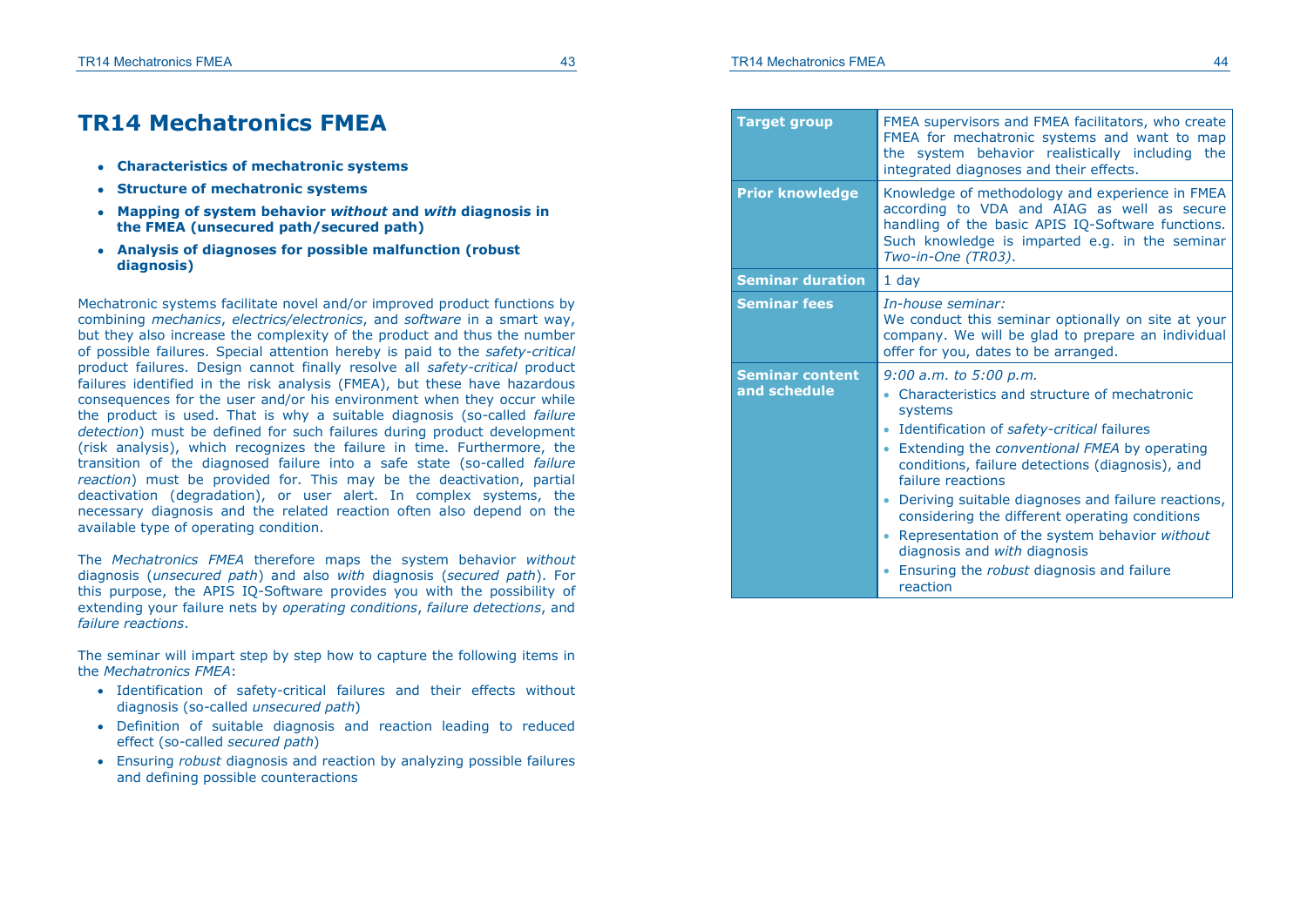# TR14 Mechatronics FMEA

- **Characteristics of mechatronic systems**
- **Structure of mechatronic systems**
- **Mapping of system behavior *without* and *with* diagnosis in the FMEA (unsecured path/secured path)**
- **Analysis of diagnoses for possible malfunction (robust diagnosis)**

Mechatronic systems facilitate novel and/or improved product functions by combining *mechanics*, *electrics/electronics*, and *software* in a smart way, but they also increase the complexity of the product and thus the number of possible failures. Special attention hereby is paid to the *safety-critical* product failures. Design cannot finally resolve all *safety-critical* product failures identified in the risk analysis (FMEA), but these have hazardous consequences for the user and/or his environment when they occur while the product is used. That is why a suitable diagnosis (so-called *failure detection*) must be defined for such failures during product development (risk analysis), which recognizes the failure in time. Furthermore, the transition of the diagnosed failure into a safe state (so-called *failure reaction*) must be provided for. This may be the deactivation, partial deactivation (degradation), or user alert. In complex systems, the necessary diagnosis and the related reaction often also depend on the available type of operating condition.

The *Mechatronics FMEA* therefore maps the system behavior *without* diagnosis (*unsecured path*) and also *with* diagnosis (*secured path*). For this purpose, the APIS IQ-Software provides you with the possibility of extending your failure nets by *operating conditions*, *failure detections*, and *failure reactions*.

The seminar will impart step by step how to capture the following items in the *Mechatronics FMEA*:

- Identification of safety-critical failures and their effects without diagnosis (so-called *unsecured path*)
- Definition of suitable diagnosis and reaction leading to reduced effect (so-called *secured path*)
- Ensuring *robust* diagnosis and reaction by analyzing possible failures and defining possible counteractions

| | |
|---|---|
| **Target group** | FMEA supervisors and FMEA facilitators, who create FMEA for mechatronic systems and want to map the system behavior realistically including the integrated diagnoses and their effects. |
| **Prior knowledge** | Knowledge of methodology and experience in FMEA according to VDA and AIAG as well as secure handling of the basic APIS IQ-Software functions. Such knowledge is imparted e.g. in the seminar *Two-in-One (TR03)*. |
| **Seminar duration** | 1 day |
| **Seminar fees** | *In-house seminar:* We conduct this seminar optionally on site at your company. We will be glad to prepare an individual offer for you, dates to be arranged. |
| **Seminar content and schedule** | *9:00 a.m. to 5:00 p.m.*<br>• Characteristics and structure of mechatronic systems<br>• Identification of *safety-critical* failures<br>• Extending the *conventional FMEA* by operating conditions, failure detections (diagnosis), and failure reactions<br>• Deriving suitable diagnoses and failure reactions, considering the different operating conditions<br>• Representation of the system behavior *without* diagnosis and *with* diagnosis<br>• Ensuring the *robust* diagnosis and failure reaction |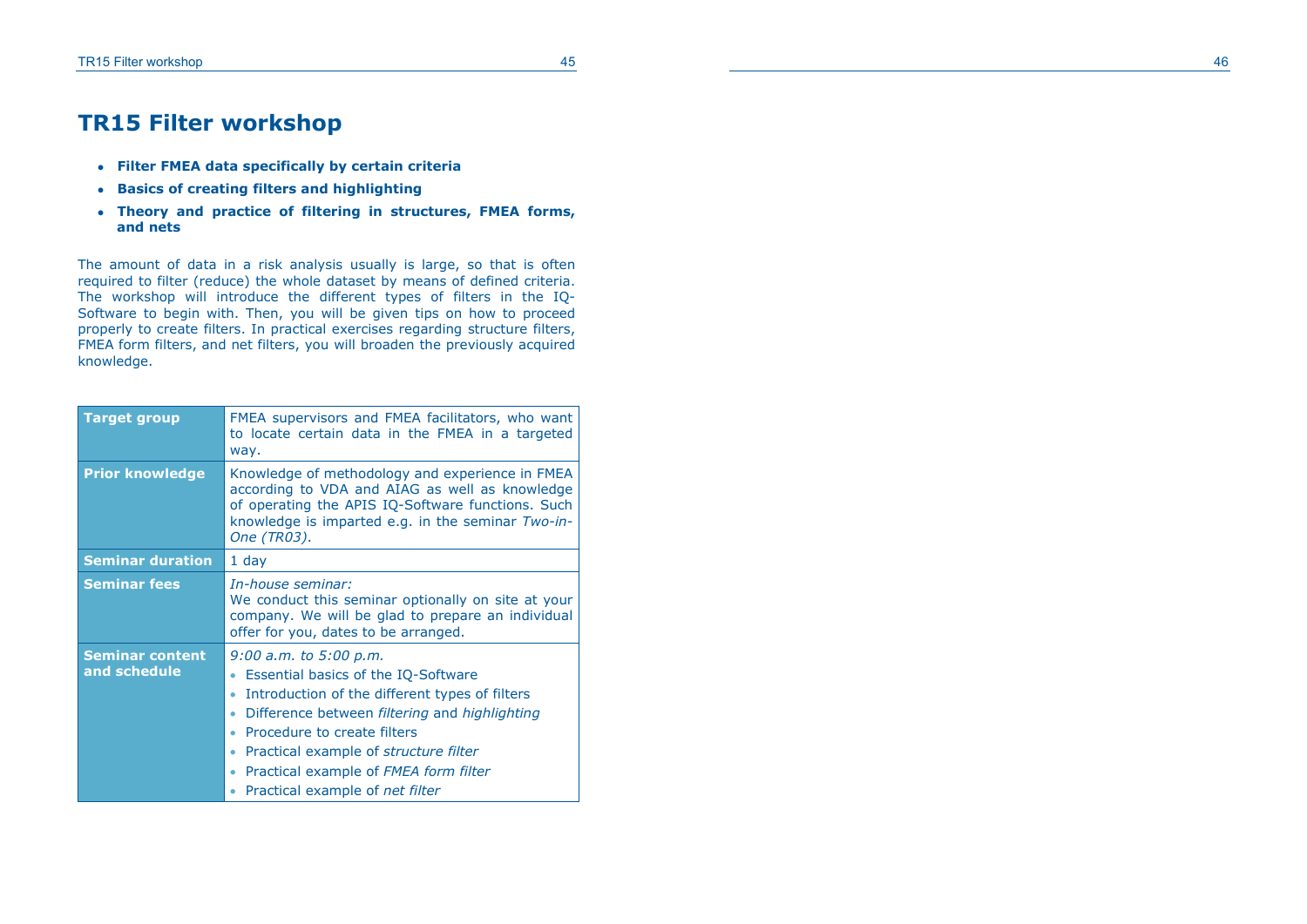# TR15 Filter workshop

- **Filter FMEA data specifically by certain criteria**
- **Basics of creating filters and highlighting**
- **Theory and practice of filtering in structures, FMEA forms, and nets**

The amount of data in a risk analysis usually is large, so that is often required to filter (reduce) the whole dataset by means of defined criteria. The workshop will introduce the different types of filters in the IQ-Software to begin with. Then, you will be given tips on how to proceed properly to create filters. In practical exercises regarding structure filters, FMEA form filters, and net filters, you will broaden the previously acquired knowledge.

| | |
|---|---|
| **Target group** | FMEA supervisors and FMEA facilitators, who want to locate certain data in the FMEA in a targeted way. |
| **Prior knowledge** | Knowledge of methodology and experience in FMEA according to VDA and AIAG as well as knowledge of operating the APIS IQ-Software functions. Such knowledge is imparted e.g. in the seminar *Two-in-One (TR03)*. |
| **Seminar duration** | 1 day |
| **Seminar fees** | *In-house seminar:*<br>We conduct this seminar optionally on site at your company. We will be glad to prepare an individual offer for you, dates to be arranged. |
| **Seminar content and schedule** | *9:00 a.m. to 5:00 p.m.*<br>• Essential basics of the IQ-Software<br>• Introduction of the different types of filters<br>• Difference between *filtering* and *highlighting*<br>• Procedure to create filters<br>• Practical example of *structure filter*<br>• Practical example of *FMEA form filter*<br>• Practical example of *net filter* |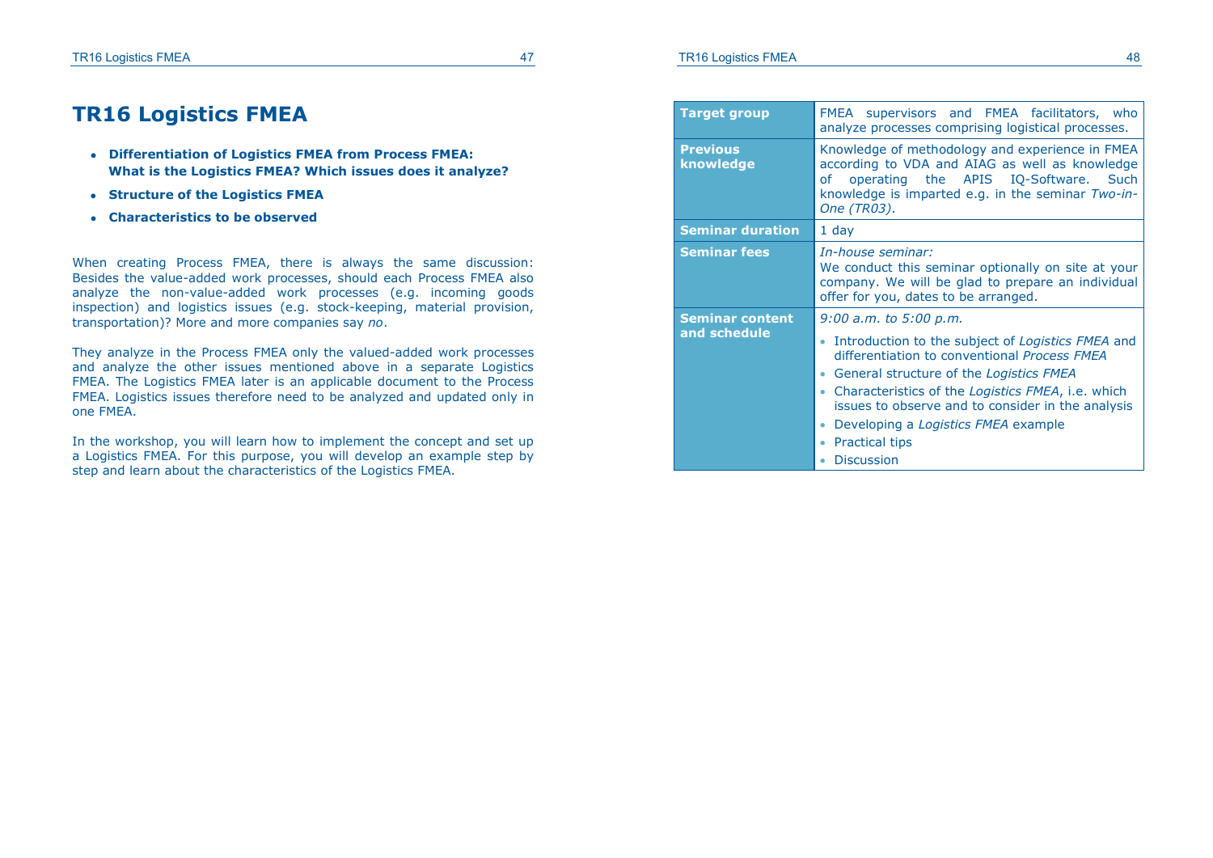# TR16 Logistics FMEA

- **Differentiation of Logistics FMEA from Process FMEA: What is the Logistics FMEA? Which issues does it analyze?**
- **Structure of the Logistics FMEA**
- **Characteristics to be observed**

When creating Process FMEA, there is always the same discussion: Besides the value-added work processes, should each Process FMEA also analyze the non-value-added work processes (e.g. incoming goods inspection) and logistics issues (e.g. stock-keeping, material provision, transportation)? More and more companies say *no*.

They analyze in the Process FMEA only the valued-added work processes and analyze the other issues mentioned above in a separate Logistics FMEA. The Logistics FMEA later is an applicable document to the Process FMEA. Logistics issues therefore need to be analyzed and updated only in one FMEA.

In the workshop, you will learn how to implement the concept and set up a Logistics FMEA. For this purpose, you will develop an example step by step and learn about the characteristics of the Logistics FMEA.

| | |
|---|---|
| **Target group** | FMEA supervisors and FMEA facilitators, who analyze processes comprising logistical processes. |
| **Previous knowledge** | Knowledge of methodology and experience in FMEA according to VDA and AIAG as well as knowledge of operating the APIS IQ-Software. Such knowledge is imparted e.g. in the seminar *Two-in-One (TR03)*. |
| **Seminar duration** | 1 day |
| **Seminar fees** | *In-house seminar:*<br>We conduct this seminar optionally on site at your company. We will be glad to prepare an individual offer for you, dates to be arranged. |
| **Seminar content and schedule** | *9:00 a.m. to 5:00 p.m.*<br>• Introduction to the subject of *Logistics FMEA* and differentiation to conventional *Process FMEA*<br>• General structure of the *Logistics FMEA*<br>• Characteristics of the *Logistics FMEA*, i.e. which issues to observe and to consider in the analysis<br>• Developing a *Logistics FMEA* example<br>• Practical tips<br>• Discussion |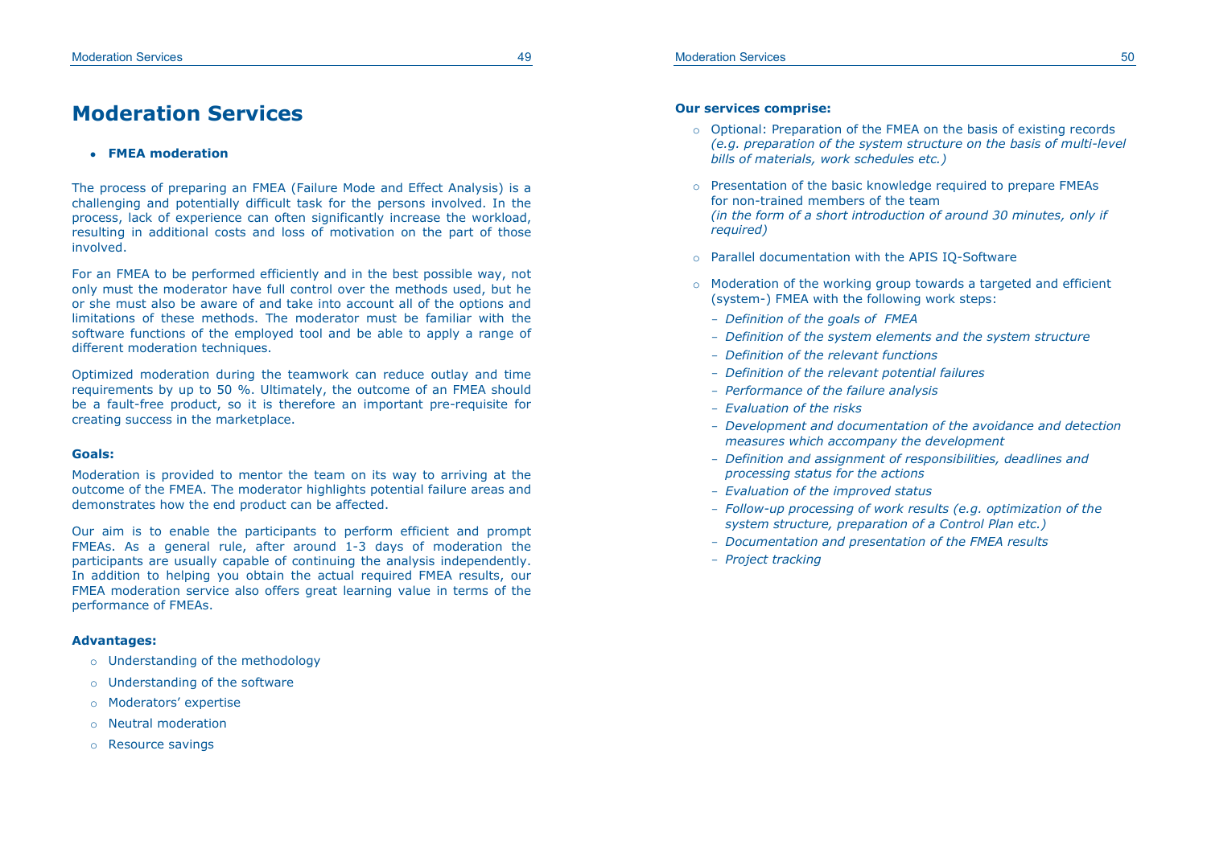# Moderation Services

- **FMEA moderation**

The process of preparing an FMEA (Failure Mode and Effect Analysis) is a challenging and potentially difficult task for the persons involved. In the process, lack of experience can often significantly increase the workload, resulting in additional costs and loss of motivation on the part of those involved.

For an FMEA to be performed efficiently and in the best possible way, not only must the moderator have full control over the methods used, but he or she must also be aware of and take into account all of the options and limitations of these methods. The moderator must be familiar with the software functions of the employed tool and be able to apply a range of different moderation techniques.

Optimized moderation during the teamwork can reduce outlay and time requirements by up to 50 %. Ultimately, the outcome of an FMEA should be a fault-free product, so it is therefore an important pre-requisite for creating success in the marketplace.

**Goals:**

Moderation is provided to mentor the team on its way to arriving at the outcome of the FMEA. The moderator highlights potential failure areas and demonstrates how the end product can be affected.

Our aim is to enable the participants to perform efficient and prompt FMEAs. As a general rule, after around 1-3 days of moderation the participants are usually capable of continuing the analysis independently. In addition to helping you obtain the actual required FMEA results, our FMEA moderation service also offers great learning value in terms of the performance of FMEAs.

**Advantages:**

- Understanding of the methodology
- Understanding of the software
- Moderators' expertise
- Neutral moderation
- Resource savings

**Our services comprise:**

- Optional: Preparation of the FMEA on the basis of existing records *(e.g. preparation of the system structure on the basis of multi-level bills of materials, work schedules etc.)*
- Presentation of the basic knowledge required to prepare FMEAs for non-trained members of the team *(in the form of a short introduction of around 30 minutes, only if required)*
- Parallel documentation with the APIS IQ-Software
- Moderation of the working group towards a targeted and efficient (system-) FMEA with the following work steps:
  - *Definition of the goals of FMEA*
  - *Definition of the system elements and the system structure*
  - *Definition of the relevant functions*
  - *Definition of the relevant potential failures*
  - *Performance of the failure analysis*
  - *Evaluation of the risks*
  - *Development and documentation of the avoidance and detection measures which accompany the development*
  - *Definition and assignment of responsibilities, deadlines and processing status for the actions*
  - *Evaluation of the improved status*
  - *Follow-up processing of work results (e.g. optimization of the system structure, preparation of a Control Plan etc.)*
  - *Documentation and presentation of the FMEA results*
  - *Project tracking*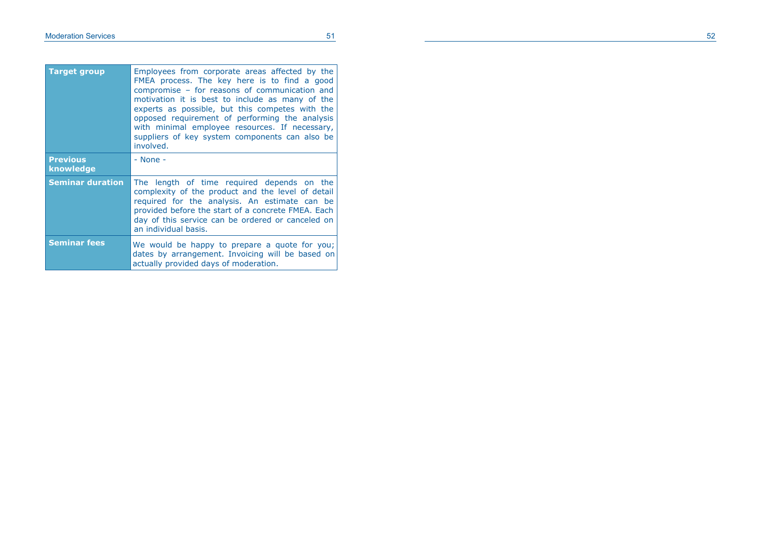| | |
|---|---|
| **Target group** | Employees from corporate areas affected by the FMEA process. The key here is to find a good compromise – for reasons of communication and motivation it is best to include as many of the experts as possible, but this competes with the opposed requirement of performing the analysis with minimal employee resources. If necessary, suppliers of key system components can also be involved. |
| **Previous knowledge** | - None - |
| **Seminar duration** | The length of time required depends on the complexity of the product and the level of detail required for the analysis. An estimate can be provided before the start of a concrete FMEA. Each day of this service can be ordered or canceled on an individual basis. |
| **Seminar fees** | We would be happy to prepare a quote for you; dates by arrangement. Invoicing will be based on actually provided days of moderation. |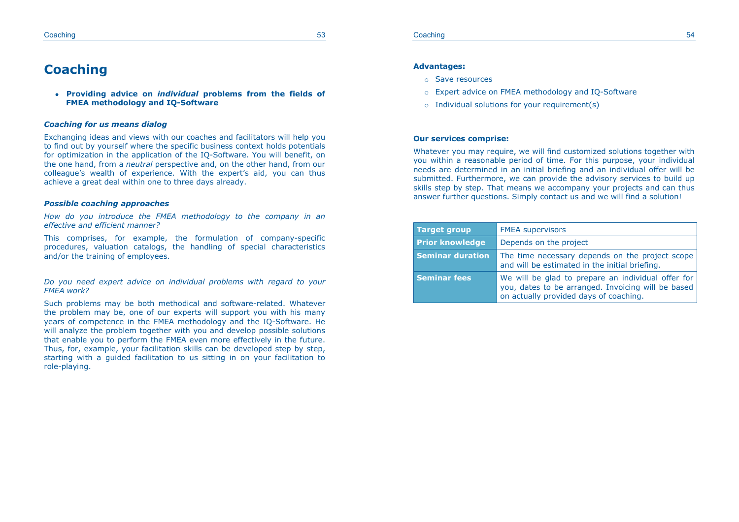# Coaching

- **Providing advice on *individual* problems from the fields of FMEA methodology and IQ-Software**

***Coaching for us means dialog***

Exchanging ideas and views with our coaches and facilitators will help you to find out by yourself where the specific business context holds potentials for optimization in the application of the IQ-Software. You will benefit, on the one hand, from a *neutral* perspective and, on the other hand, from our colleague's wealth of experience. With the expert's aid, you can thus achieve a great deal within one to three days already.

***Possible coaching approaches***

*How do you introduce the FMEA methodology to the company in an effective and efficient manner?*

This comprises, for example, the formulation of company-specific procedures, valuation catalogs, the handling of special characteristics and/or the training of employees.

*Do you need expert advice on individual problems with regard to your FMEA work?*

Such problems may be both methodical and software-related. Whatever the problem may be, one of our experts will support you with his many years of competence in the FMEA methodology and the IQ-Software. He will analyze the problem together with you and develop possible solutions that enable you to perform the FMEA even more effectively in the future. Thus, for, example, your facilitation skills can be developed step by step, starting with a guided facilitation to us sitting in on your facilitation to role-playing.

**Advantages:**

- Save resources
- Expert advice on FMEA methodology and IQ-Software
- Individual solutions for your requirement(s)

**Our services comprise:**

Whatever you may require, we will find customized solutions together with you within a reasonable period of time. For this purpose, your individual needs are determined in an initial briefing and an individual offer will be submitted. Furthermore, we can provide the advisory services to build up skills step by step. That means we accompany your projects and can thus answer further questions. Simply contact us and we will find a solution!

| | |
|---|---|
| **Target group** | FMEA supervisors |
| **Prior knowledge** | Depends on the project |
| **Seminar duration** | The time necessary depends on the project scope and will be estimated in the initial briefing. |
| **Seminar fees** | We will be glad to prepare an individual offer for you, dates to be arranged. Invoicing will be based on actually provided days of coaching. |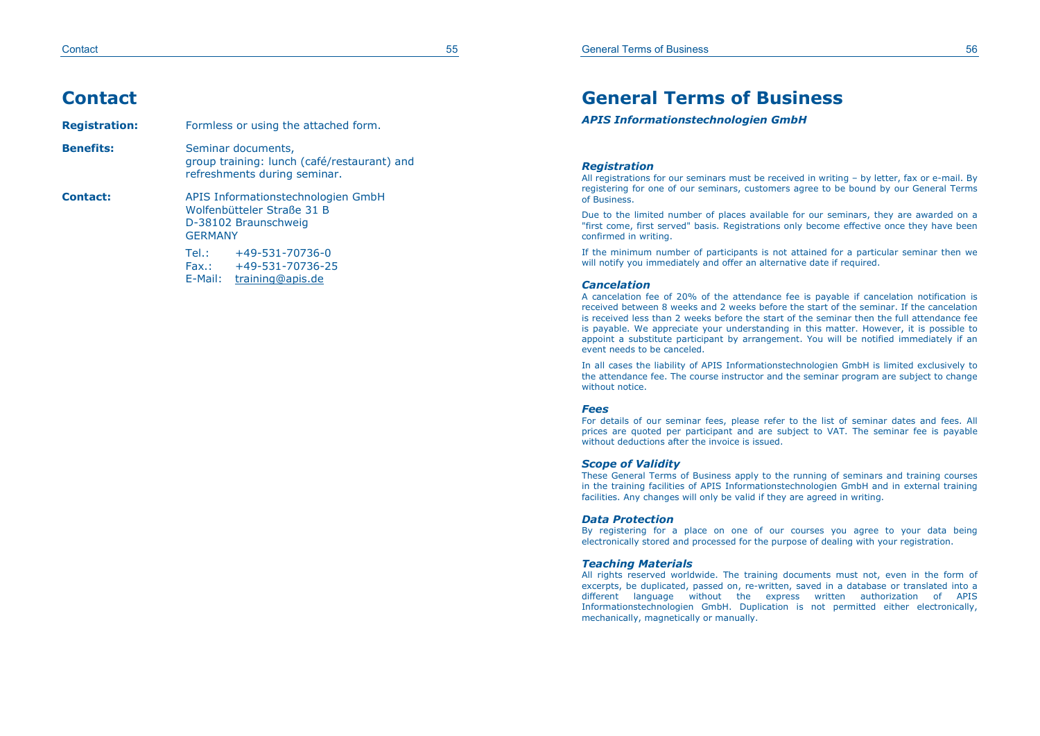# Contact

**Registration:** Formless or using the attached form.

**Benefits:** Seminar documents,
group training: lunch (café/restaurant) and refreshments during seminar.

**Contact:** APIS Informationstechnologien GmbH
Wolfenbütteler Straße 31 B
D-38102 Braunschweig
GERMANY

Tel.: +49-531-70736-0
Fax.: +49-531-70736-25
E-Mail: training@apis.de

# General Terms of Business

***APIS Informationstechnologien GmbH***

### *Registration*

All registrations for our seminars must be received in writing – by letter, fax or e-mail. By registering for one of our seminars, customers agree to be bound by our General Terms of Business.

Due to the limited number of places available for our seminars, they are awarded on a "first come, first served" basis. Registrations only become effective once they have been confirmed in writing.

If the minimum number of participants is not attained for a particular seminar then we will notify you immediately and offer an alternative date if required.

### *Cancelation*

A cancelation fee of 20% of the attendance fee is payable if cancelation notification is received between 8 weeks and 2 weeks before the start of the seminar. If the cancelation is received less than 2 weeks before the start of the seminar then the full attendance fee is payable. We appreciate your understanding in this matter. However, it is possible to appoint a substitute participant by arrangement. You will be notified immediately if an event needs to be canceled.

In all cases the liability of APIS Informationstechnologien GmbH is limited exclusively to the attendance fee. The course instructor and the seminar program are subject to change without notice.

### *Fees*

For details of our seminar fees, please refer to the list of seminar dates and fees. All prices are quoted per participant and are subject to VAT. The seminar fee is payable without deductions after the invoice is issued.

### *Scope of Validity*

These General Terms of Business apply to the running of seminars and training courses in the training facilities of APIS Informationstechnologien GmbH and in external training facilities. Any changes will only be valid if they are agreed in writing.

### *Data Protection*

By registering for a place on one of our courses you agree to your data being electronically stored and processed for the purpose of dealing with your registration.

### *Teaching Materials*

All rights reserved worldwide. The training documents must not, even in the form of excerpts, be duplicated, passed on, re-written, saved in a database or translated into a different language without the express written authorization of APIS Informationstechnologien GmbH. Duplication is not permitted either electronically, mechanically, magnetically or manually.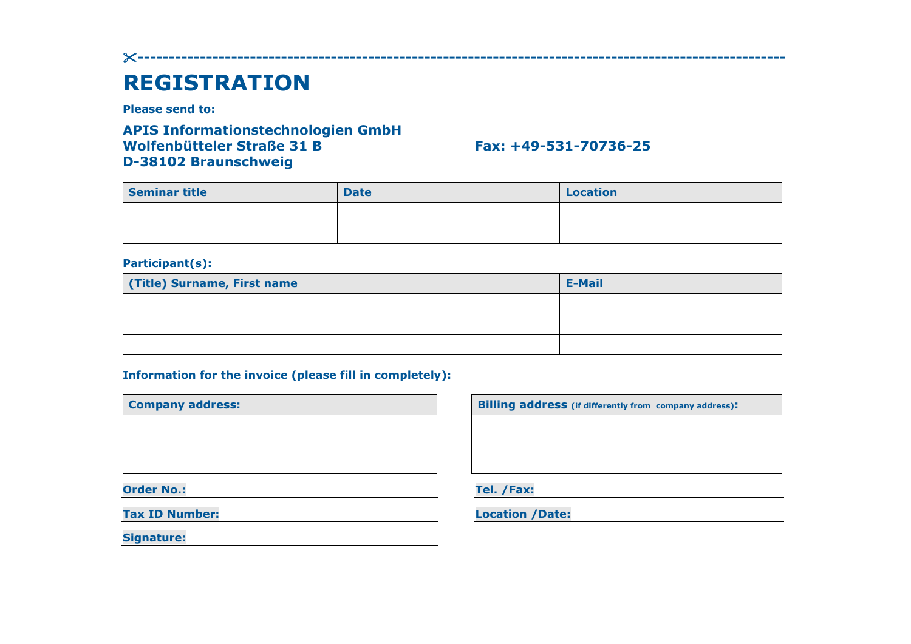✂-----------------------------------------------------------------------------------------------------

# REGISTRATION

**Please send to:**

**APIS Informationstechnologien GmbH**
**Wolfenbütteler Straße 31 B**
**D-38102 Braunschweig**

**Fax: +49-531-70736-25**

| Seminar title | Date | Location |
| --- | --- | --- |
| | | |
| | | |

**Participant(s):**

| (Title) Surname, First name | E-Mail |
| --- | --- |
| | |
| | |
| | |

**Information for the invoice (please fill in completely):**

| Company address: |
| --- |
| |

| Billing address (if differently from company address): |
| --- |
| |

**Order No.:**

**Tel. /Fax:**

**Tax ID Number:**

**Location /Date:**

**Signature:**